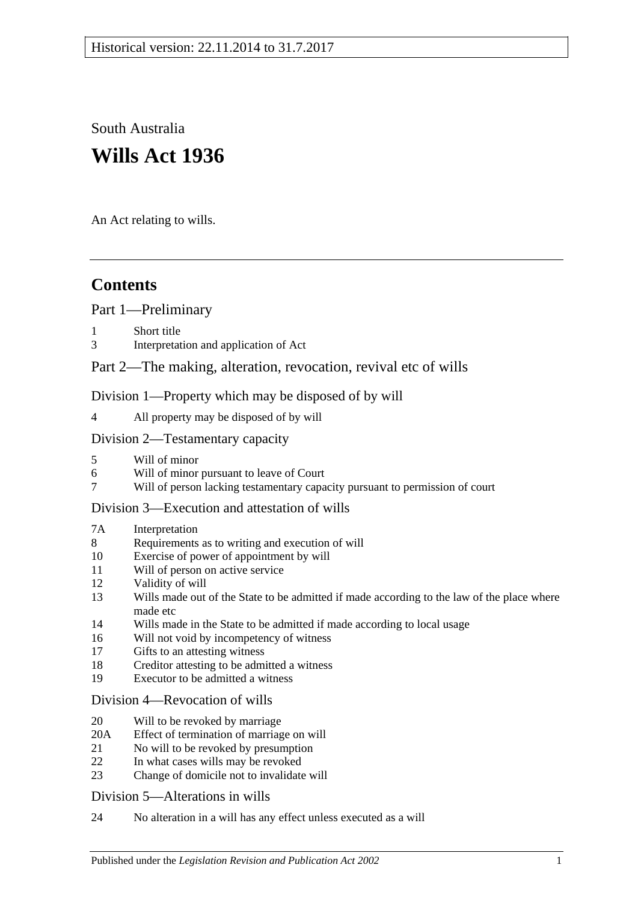Historical version: 22.11.2014 to 31.7.2017

South Australia

# Wills Act 1936

An Act relating to wills.

## Contents

Part 1—Preliminary

1 Short title
3 Interpretation and application of Act

Part 2—The making, alteration, revocation, revival etc of wills

Division 1—Property which may be disposed of by will

4 All property may be disposed of by will

Division 2—Testamentary capacity

5 Will of minor
6 Will of minor pursuant to leave of Court
7 Will of person lacking testamentary capacity pursuant to permission of court

Division 3—Execution and attestation of wills

7A Interpretation
8 Requirements as to writing and execution of will
10 Exercise of power of appointment by will
11 Will of person on active service
12 Validity of will
13 Wills made out of the State to be admitted if made according to the law of the place where made etc
14 Wills made in the State to be admitted if made according to local usage
16 Will not void by incompetency of witness
17 Gifts to an attesting witness
18 Creditor attesting to be admitted a witness
19 Executor to be admitted a witness

Division 4—Revocation of wills

20 Will to be revoked by marriage
20A Effect of termination of marriage on will
21 No will to be revoked by presumption
22 In what cases wills may be revoked
23 Change of domicile not to invalidate will

Division 5—Alterations in wills

24 No alteration in a will has any effect unless executed as a will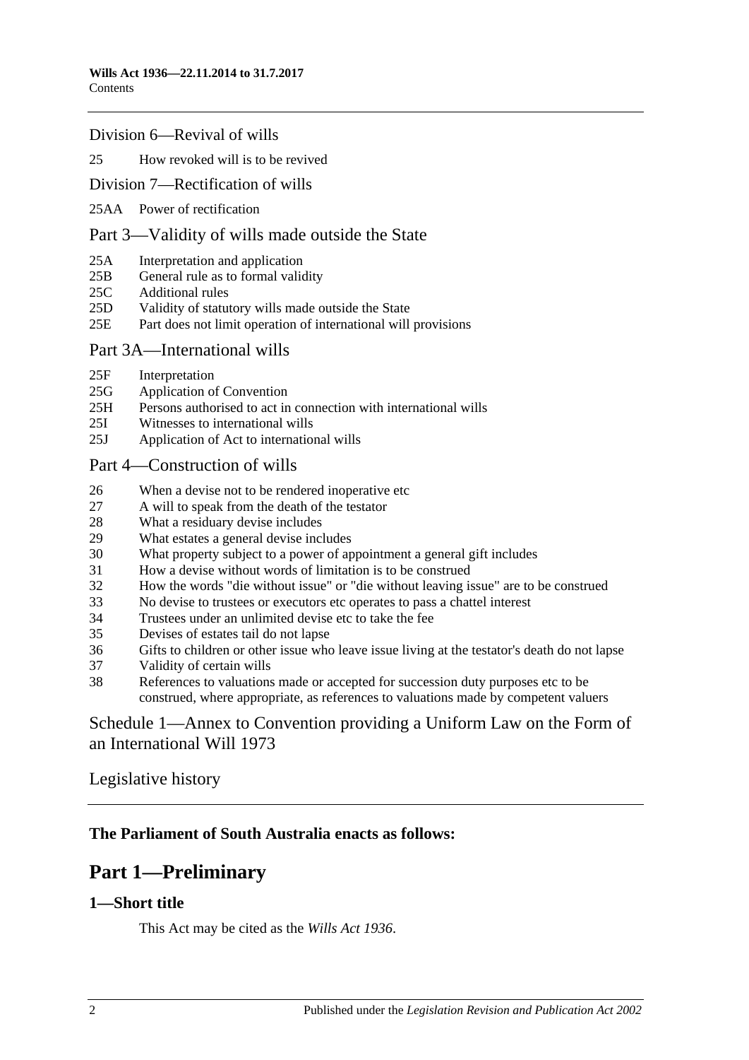Division 6—Revival of wills

25 How revoked will is to be revived

Division 7—Rectification of wills

25AA Power of rectification

Part 3—Validity of wills made outside the State

25A Interpretation and application
25B General rule as to formal validity
25C Additional rules
25D Validity of statutory wills made outside the State
25E Part does not limit operation of international will provisions

Part 3A—International wills

25F Interpretation
25G Application of Convention
25H Persons authorised to act in connection with international wills
25I Witnesses to international wills
25J Application of Act to international wills

Part 4—Construction of wills

26 When a devise not to be rendered inoperative etc
27 A will to speak from the death of the testator
28 What a residuary devise includes
29 What estates a general devise includes
30 What property subject to a power of appointment a general gift includes
31 How a devise without words of limitation is to be construed
32 How the words "die without issue" or "die without leaving issue" are to be construed
33 No devise to trustees or executors etc operates to pass a chattel interest
34 Trustees under an unlimited devise etc to take the fee
35 Devises of estates tail do not lapse
36 Gifts to children or other issue who leave issue living at the testator's death do not lapse
37 Validity of certain wills
38 References to valuations made or accepted for succession duty purposes etc to be construed, where appropriate, as references to valuations made by competent valuers

Schedule 1—Annex to Convention providing a Uniform Law on the Form of an International Will 1973

Legislative history

**The Parliament of South Australia enacts as follows:**

# Part 1—Preliminary

## 1—Short title

This Act may be cited as the *Wills Act 1936*.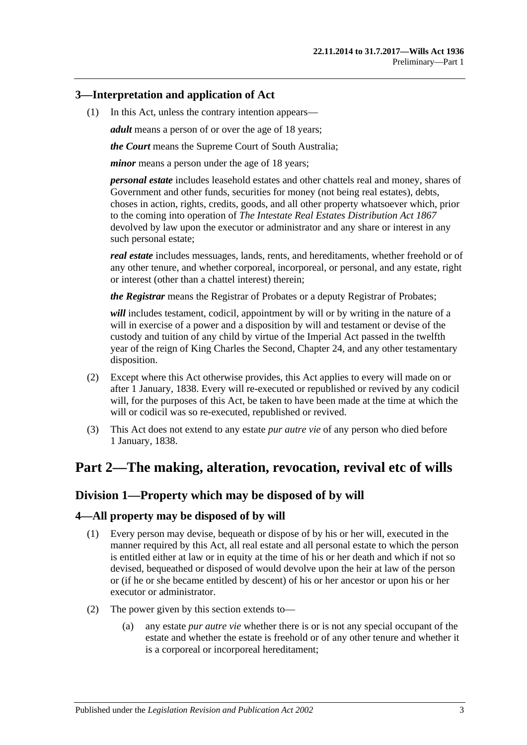## 3—Interpretation and application of Act

(1) In this Act, unless the contrary intention appears—

***adult*** means a person of or over the age of 18 years;

***the Court*** means the Supreme Court of South Australia;

***minor*** means a person under the age of 18 years;

***personal estate*** includes leasehold estates and other chattels real and money, shares of Government and other funds, securities for money (not being real estates), debts, choses in action, rights, credits, goods, and all other property whatsoever which, prior to the coming into operation of *The Intestate Real Estates Distribution Act 1867* devolved by law upon the executor or administrator and any share or interest in any such personal estate;

***real estate*** includes messuages, lands, rents, and hereditaments, whether freehold or of any other tenure, and whether corporeal, incorporeal, or personal, and any estate, right or interest (other than a chattel interest) therein;

***the Registrar*** means the Registrar of Probates or a deputy Registrar of Probates;

***will*** includes testament, codicil, appointment by will or by writing in the nature of a will in exercise of a power and a disposition by will and testament or devise of the custody and tuition of any child by virtue of the Imperial Act passed in the twelfth year of the reign of King Charles the Second, Chapter 24, and any other testamentary disposition.

(2) Except where this Act otherwise provides, this Act applies to every will made on or after 1 January, 1838. Every will re-executed or republished or revived by any codicil will, for the purposes of this Act, be taken to have been made at the time at which the will or codicil was so re-executed, republished or revived.

(3) This Act does not extend to any estate *pur autre vie* of any person who died before 1 January, 1838.

# Part 2—The making, alteration, revocation, revival etc of wills

## Division 1—Property which may be disposed of by will

## 4—All property may be disposed of by will

(1) Every person may devise, bequeath or dispose of by his or her will, executed in the manner required by this Act, all real estate and all personal estate to which the person is entitled either at law or in equity at the time of his or her death and which if not so devised, bequeathed or disposed of would devolve upon the heir at law of the person or (if he or she became entitled by descent) of his or her ancestor or upon his or her executor or administrator.

(2) The power given by this section extends to—

(a) any estate *pur autre vie* whether there is or is not any special occupant of the estate and whether the estate is freehold or of any other tenure and whether it is a corporeal or incorporeal hereditament;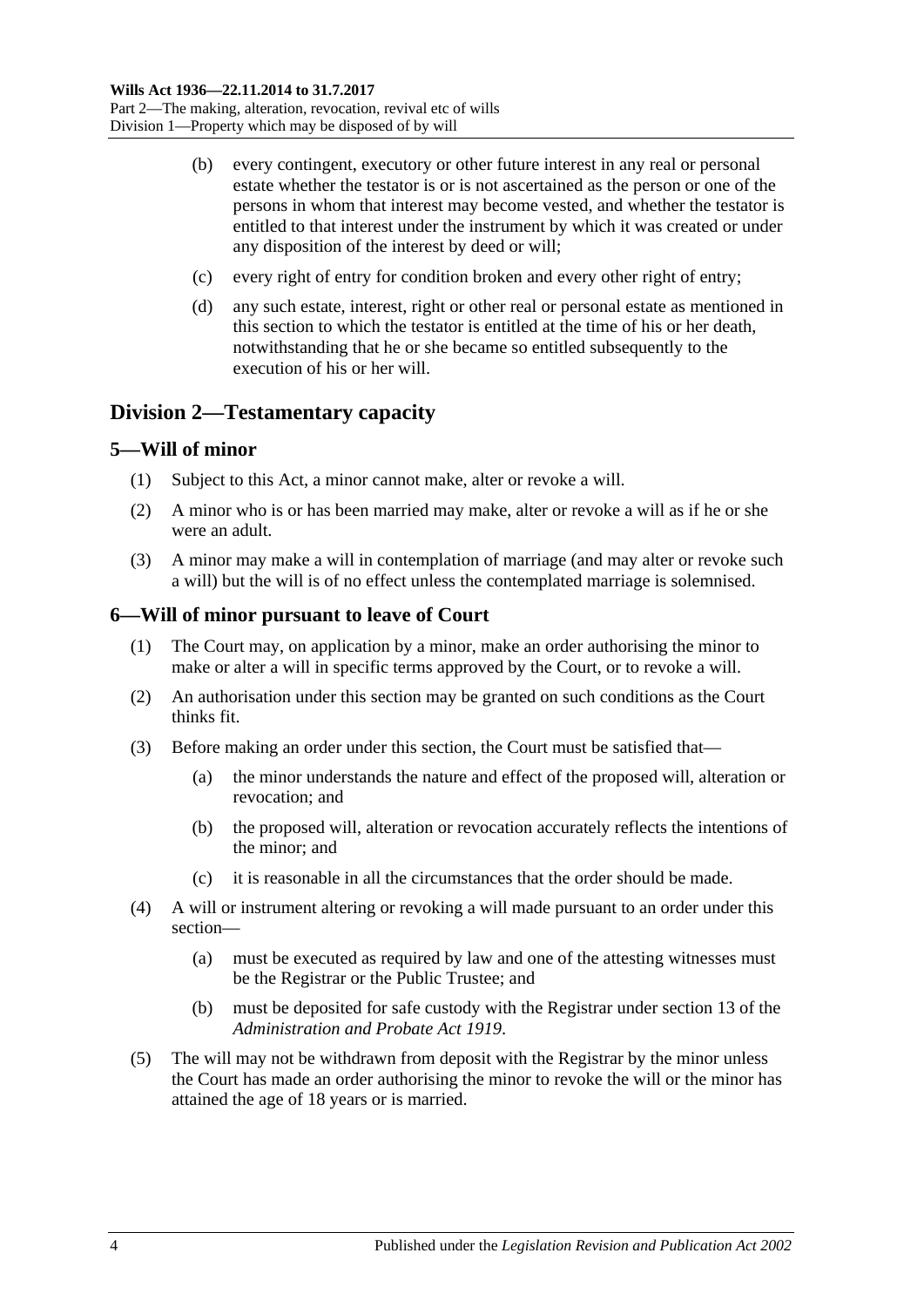(b) every contingent, executory or other future interest in any real or personal estate whether the testator is or is not ascertained as the person or one of the persons in whom that interest may become vested, and whether the testator is entitled to that interest under the instrument by which it was created or under any disposition of the interest by deed or will;

(c) every right of entry for condition broken and every other right of entry;

(d) any such estate, interest, right or other real or personal estate as mentioned in this section to which the testator is entitled at the time of his or her death, notwithstanding that he or she became so entitled subsequently to the execution of his or her will.

## Division 2—Testamentary capacity

### 5—Will of minor

(1) Subject to this Act, a minor cannot make, alter or revoke a will.

(2) A minor who is or has been married may make, alter or revoke a will as if he or she were an adult.

(3) A minor may make a will in contemplation of marriage (and may alter or revoke such a will) but the will is of no effect unless the contemplated marriage is solemnised.

### 6—Will of minor pursuant to leave of Court

(1) The Court may, on application by a minor, make an order authorising the minor to make or alter a will in specific terms approved by the Court, or to revoke a will.

(2) An authorisation under this section may be granted on such conditions as the Court thinks fit.

(3) Before making an order under this section, the Court must be satisfied that—

(a) the minor understands the nature and effect of the proposed will, alteration or revocation; and

(b) the proposed will, alteration or revocation accurately reflects the intentions of the minor; and

(c) it is reasonable in all the circumstances that the order should be made.

(4) A will or instrument altering or revoking a will made pursuant to an order under this section—

(a) must be executed as required by law and one of the attesting witnesses must be the Registrar or the Public Trustee; and

(b) must be deposited for safe custody with the Registrar under section 13 of the *Administration and Probate Act 1919*.

(5) The will may not be withdrawn from deposit with the Registrar by the minor unless the Court has made an order authorising the minor to revoke the will or the minor has attained the age of 18 years or is married.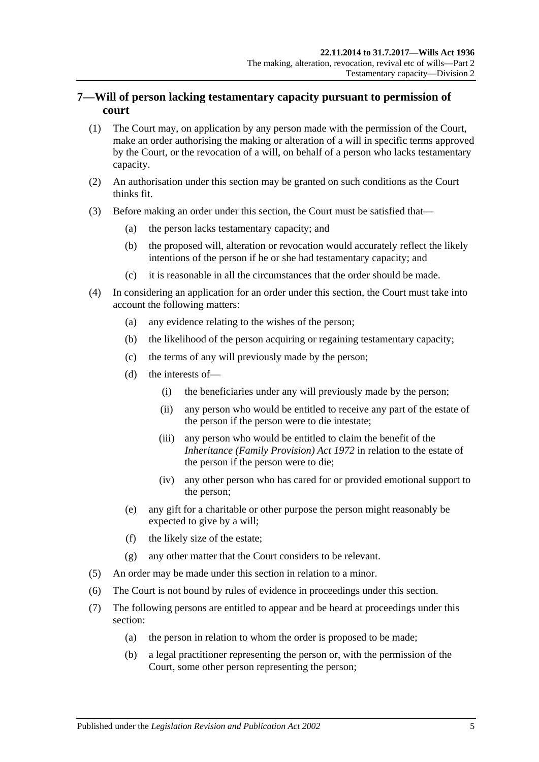## 7—Will of person lacking testamentary capacity pursuant to permission of court

(1) The Court may, on application by any person made with the permission of the Court, make an order authorising the making or alteration of a will in specific terms approved by the Court, or the revocation of a will, on behalf of a person who lacks testamentary capacity.

(2) An authorisation under this section may be granted on such conditions as the Court thinks fit.

(3) Before making an order under this section, the Court must be satisfied that—

- (a) the person lacks testamentary capacity; and
- (b) the proposed will, alteration or revocation would accurately reflect the likely intentions of the person if he or she had testamentary capacity; and
- (c) it is reasonable in all the circumstances that the order should be made.

(4) In considering an application for an order under this section, the Court must take into account the following matters:

- (a) any evidence relating to the wishes of the person;
- (b) the likelihood of the person acquiring or regaining testamentary capacity;
- (c) the terms of any will previously made by the person;
- (d) the interests of—
  - (i) the beneficiaries under any will previously made by the person;
  - (ii) any person who would be entitled to receive any part of the estate of the person if the person were to die intestate;
  - (iii) any person who would be entitled to claim the benefit of the *Inheritance (Family Provision) Act 1972* in relation to the estate of the person if the person were to die;
  - (iv) any other person who has cared for or provided emotional support to the person;
- (e) any gift for a charitable or other purpose the person might reasonably be expected to give by a will;
- (f) the likely size of the estate;
- (g) any other matter that the Court considers to be relevant.

(5) An order may be made under this section in relation to a minor.

(6) The Court is not bound by rules of evidence in proceedings under this section.

(7) The following persons are entitled to appear and be heard at proceedings under this section:

- (a) the person in relation to whom the order is proposed to be made;
- (b) a legal practitioner representing the person or, with the permission of the Court, some other person representing the person;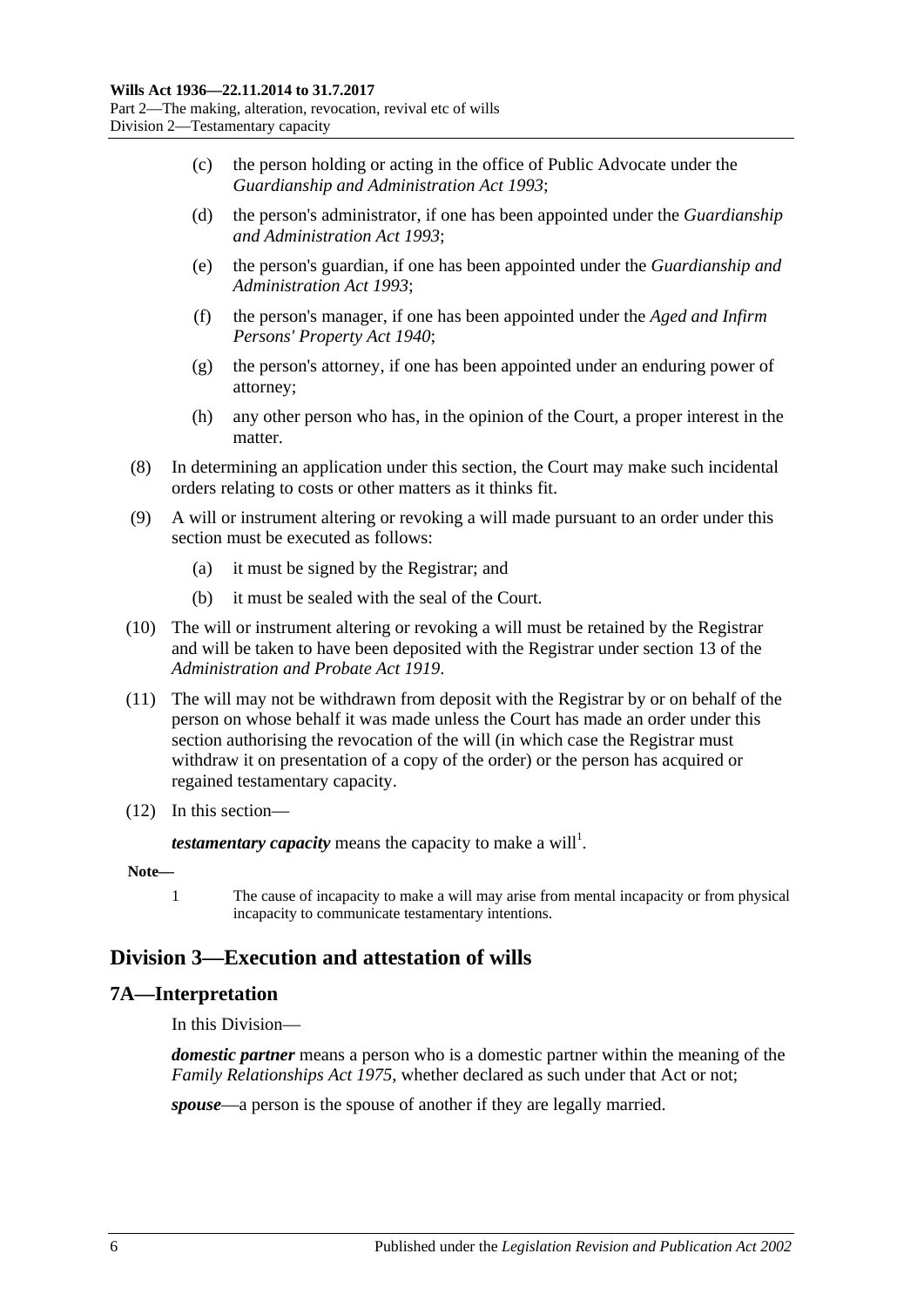(c) the person holding or acting in the office of Public Advocate under the *Guardianship and Administration Act 1993*;

(d) the person's administrator, if one has been appointed under the *Guardianship and Administration Act 1993*;

(e) the person's guardian, if one has been appointed under the *Guardianship and Administration Act 1993*;

(f) the person's manager, if one has been appointed under the *Aged and Infirm Persons' Property Act 1940*;

(g) the person's attorney, if one has been appointed under an enduring power of attorney;

(h) any other person who has, in the opinion of the Court, a proper interest in the matter.

(8) In determining an application under this section, the Court may make such incidental orders relating to costs or other matters as it thinks fit.

(9) A will or instrument altering or revoking a will made pursuant to an order under this section must be executed as follows:

(a) it must be signed by the Registrar; and

(b) it must be sealed with the seal of the Court.

(10) The will or instrument altering or revoking a will must be retained by the Registrar and will be taken to have been deposited with the Registrar under section 13 of the *Administration and Probate Act 1919*.

(11) The will may not be withdrawn from deposit with the Registrar by or on behalf of the person on whose behalf it was made unless the Court has made an order under this section authorising the revocation of the will (in which case the Registrar must withdraw it on presentation of a copy of the order) or the person has acquired or regained testamentary capacity.

(12) In this section—

***testamentary capacity*** means the capacity to make a will[1].

**Note—**

1 The cause of incapacity to make a will may arise from mental incapacity or from physical incapacity to communicate testamentary intentions.

## Division 3—Execution and attestation of wills

### 7A—Interpretation

In this Division—

***domestic partner*** means a person who is a domestic partner within the meaning of the *Family Relationships Act 1975*, whether declared as such under that Act or not;

***spouse***—a person is the spouse of another if they are legally married.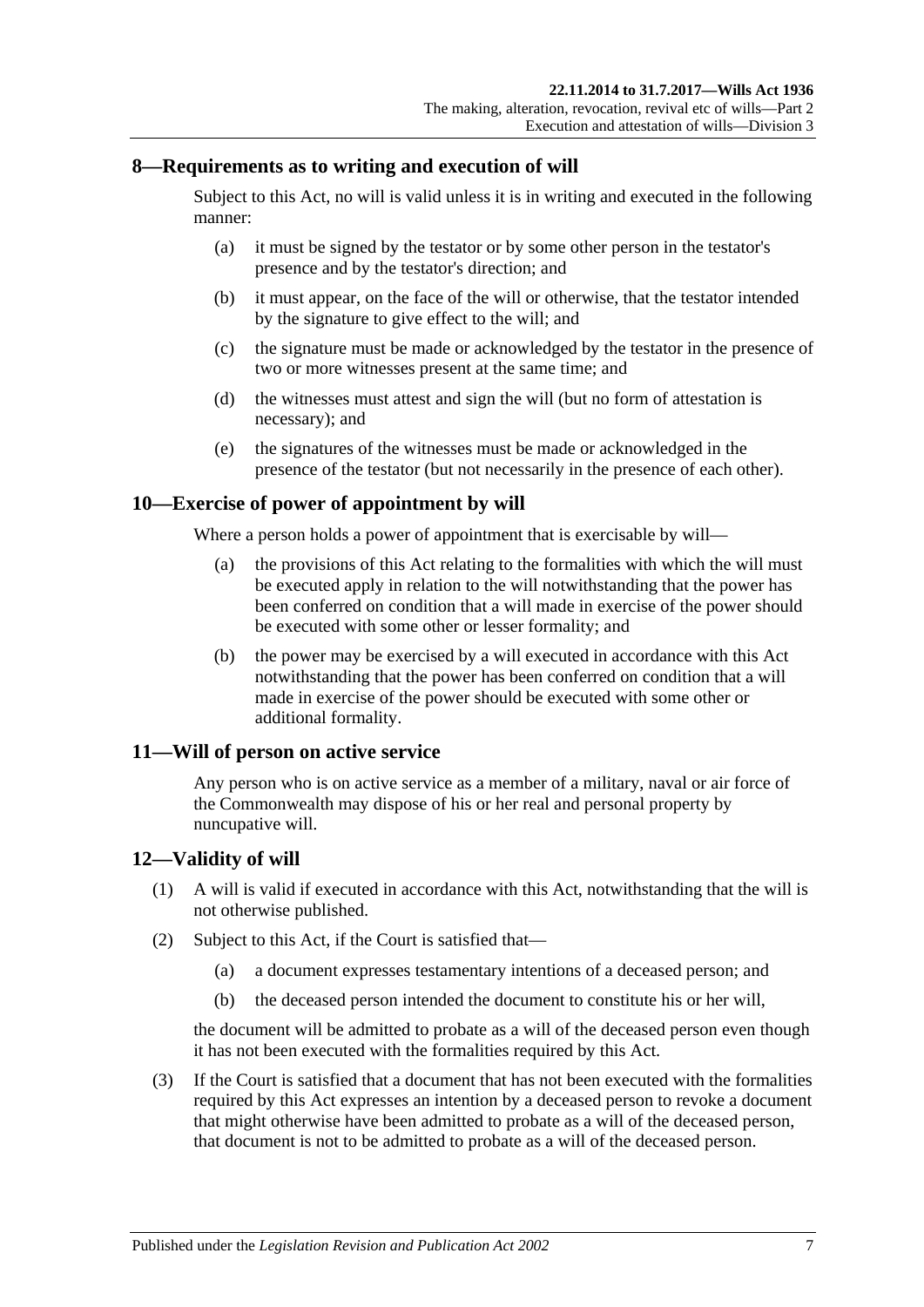## 8—Requirements as to writing and execution of will

Subject to this Act, no will is valid unless it is in writing and executed in the following manner:

(a) it must be signed by the testator or by some other person in the testator's presence and by the testator's direction; and

(b) it must appear, on the face of the will or otherwise, that the testator intended by the signature to give effect to the will; and

(c) the signature must be made or acknowledged by the testator in the presence of two or more witnesses present at the same time; and

(d) the witnesses must attest and sign the will (but no form of attestation is necessary); and

(e) the signatures of the witnesses must be made or acknowledged in the presence of the testator (but not necessarily in the presence of each other).

## 10—Exercise of power of appointment by will

Where a person holds a power of appointment that is exercisable by will—

(a) the provisions of this Act relating to the formalities with which the will must be executed apply in relation to the will notwithstanding that the power has been conferred on condition that a will made in exercise of the power should be executed with some other or lesser formality; and

(b) the power may be exercised by a will executed in accordance with this Act notwithstanding that the power has been conferred on condition that a will made in exercise of the power should be executed with some other or additional formality.

## 11—Will of person on active service

Any person who is on active service as a member of a military, naval or air force of the Commonwealth may dispose of his or her real and personal property by nuncupative will.

## 12—Validity of will

(1) A will is valid if executed in accordance with this Act, notwithstanding that the will is not otherwise published.

(2) Subject to this Act, if the Court is satisfied that—

(a) a document expresses testamentary intentions of a deceased person; and

(b) the deceased person intended the document to constitute his or her will,

the document will be admitted to probate as a will of the deceased person even though it has not been executed with the formalities required by this Act.

(3) If the Court is satisfied that a document that has not been executed with the formalities required by this Act expresses an intention by a deceased person to revoke a document that might otherwise have been admitted to probate as a will of the deceased person, that document is not to be admitted to probate as a will of the deceased person.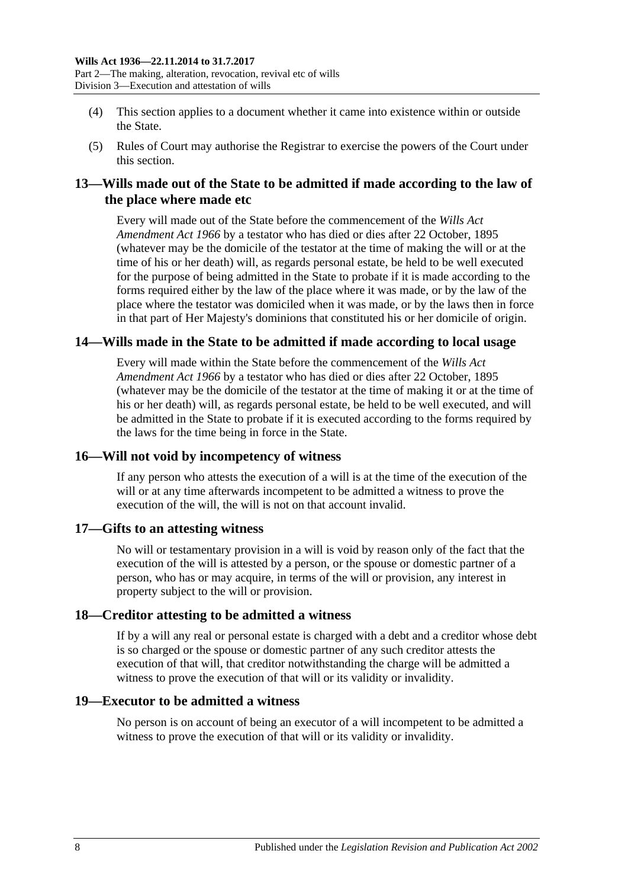(4) This section applies to a document whether it came into existence within or outside the State.

(5) Rules of Court may authorise the Registrar to exercise the powers of the Court under this section.

## 13—Wills made out of the State to be admitted if made according to the law of the place where made etc

Every will made out of the State before the commencement of the *Wills Act Amendment Act 1966* by a testator who has died or dies after 22 October, 1895 (whatever may be the domicile of the testator at the time of making the will or at the time of his or her death) will, as regards personal estate, be held to be well executed for the purpose of being admitted in the State to probate if it is made according to the forms required either by the law of the place where it was made, or by the law of the place where the testator was domiciled when it was made, or by the laws then in force in that part of Her Majesty's dominions that constituted his or her domicile of origin.

## 14—Wills made in the State to be admitted if made according to local usage

Every will made within the State before the commencement of the *Wills Act Amendment Act 1966* by a testator who has died or dies after 22 October, 1895 (whatever may be the domicile of the testator at the time of making it or at the time of his or her death) will, as regards personal estate, be held to be well executed, and will be admitted in the State to probate if it is executed according to the forms required by the laws for the time being in force in the State.

## 16—Will not void by incompetency of witness

If any person who attests the execution of a will is at the time of the execution of the will or at any time afterwards incompetent to be admitted a witness to prove the execution of the will, the will is not on that account invalid.

## 17—Gifts to an attesting witness

No will or testamentary provision in a will is void by reason only of the fact that the execution of the will is attested by a person, or the spouse or domestic partner of a person, who has or may acquire, in terms of the will or provision, any interest in property subject to the will or provision.

## 18—Creditor attesting to be admitted a witness

If by a will any real or personal estate is charged with a debt and a creditor whose debt is so charged or the spouse or domestic partner of any such creditor attests the execution of that will, that creditor notwithstanding the charge will be admitted a witness to prove the execution of that will or its validity or invalidity.

## 19—Executor to be admitted a witness

No person is on account of being an executor of a will incompetent to be admitted a witness to prove the execution of that will or its validity or invalidity.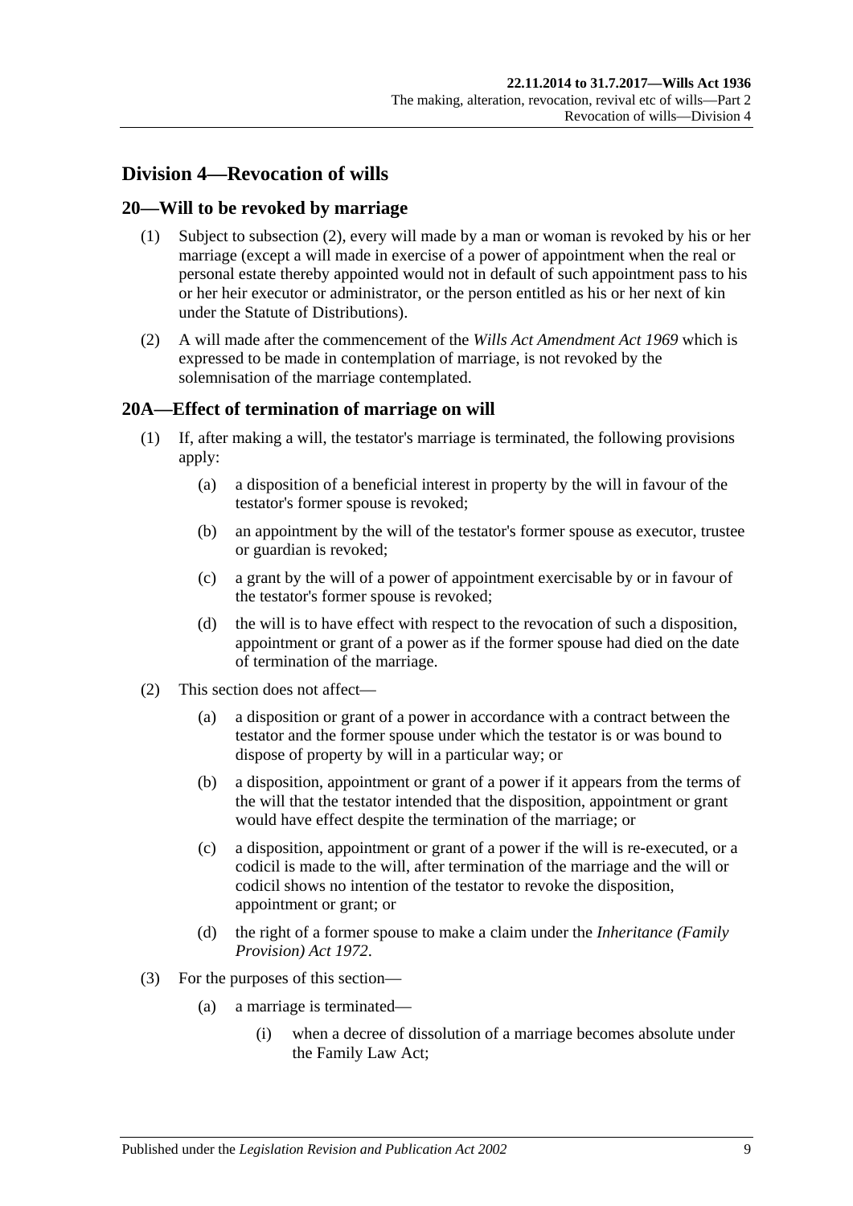## Division 4—Revocation of wills

### 20—Will to be revoked by marriage

(1) Subject to subsection (2), every will made by a man or woman is revoked by his or her marriage (except a will made in exercise of a power of appointment when the real or personal estate thereby appointed would not in default of such appointment pass to his or her heir executor or administrator, or the person entitled as his or her next of kin under the Statute of Distributions).

(2) A will made after the commencement of the *Wills Act Amendment Act 1969* which is expressed to be made in contemplation of marriage, is not revoked by the solemnisation of the marriage contemplated.

### 20A—Effect of termination of marriage on will

(1) If, after making a will, the testator's marriage is terminated, the following provisions apply:

- (a) a disposition of a beneficial interest in property by the will in favour of the testator's former spouse is revoked;
- (b) an appointment by the will of the testator's former spouse as executor, trustee or guardian is revoked;
- (c) a grant by the will of a power of appointment exercisable by or in favour of the testator's former spouse is revoked;
- (d) the will is to have effect with respect to the revocation of such a disposition, appointment or grant of a power as if the former spouse had died on the date of termination of the marriage.

(2) This section does not affect—

- (a) a disposition or grant of a power in accordance with a contract between the testator and the former spouse under which the testator is or was bound to dispose of property by will in a particular way; or
- (b) a disposition, appointment or grant of a power if it appears from the terms of the will that the testator intended that the disposition, appointment or grant would have effect despite the termination of the marriage; or
- (c) a disposition, appointment or grant of a power if the will is re-executed, or a codicil is made to the will, after termination of the marriage and the will or codicil shows no intention of the testator to revoke the disposition, appointment or grant; or
- (d) the right of a former spouse to make a claim under the *Inheritance (Family Provision) Act 1972*.

(3) For the purposes of this section—

- (a) a marriage is terminated—
  - (i) when a decree of dissolution of a marriage becomes absolute under the Family Law Act;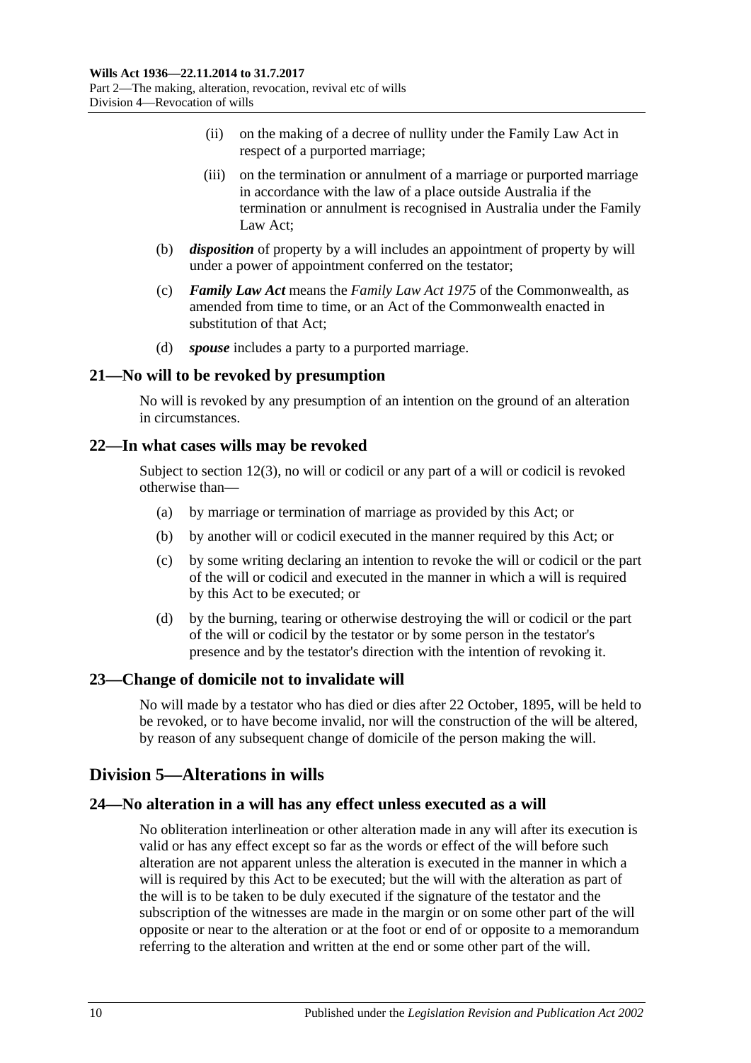(ii) on the making of a decree of nullity under the Family Law Act in respect of a purported marriage;

(iii) on the termination or annulment of a marriage or purported marriage in accordance with the law of a place outside Australia if the termination or annulment is recognised in Australia under the Family Law Act;

(b) ***disposition*** of property by a will includes an appointment of property by will under a power of appointment conferred on the testator;

(c) ***Family Law Act*** means the *Family Law Act 1975* of the Commonwealth, as amended from time to time, or an Act of the Commonwealth enacted in substitution of that Act;

(d) ***spouse*** includes a party to a purported marriage.

### 21—No will to be revoked by presumption

No will is revoked by any presumption of an intention on the ground of an alteration in circumstances.

### 22—In what cases wills may be revoked

Subject to section 12(3), no will or codicil or any part of a will or codicil is revoked otherwise than—

(a) by marriage or termination of marriage as provided by this Act; or

(b) by another will or codicil executed in the manner required by this Act; or

(c) by some writing declaring an intention to revoke the will or codicil or the part of the will or codicil and executed in the manner in which a will is required by this Act to be executed; or

(d) by the burning, tearing or otherwise destroying the will or codicil or the part of the will or codicil by the testator or by some person in the testator's presence and by the testator's direction with the intention of revoking it.

### 23—Change of domicile not to invalidate will

No will made by a testator who has died or dies after 22 October, 1895, will be held to be revoked, or to have become invalid, nor will the construction of the will be altered, by reason of any subsequent change of domicile of the person making the will.

## Division 5—Alterations in wills

### 24—No alteration in a will has any effect unless executed as a will

No obliteration interlineation or other alteration made in any will after its execution is valid or has any effect except so far as the words or effect of the will before such alteration are not apparent unless the alteration is executed in the manner in which a will is required by this Act to be executed; but the will with the alteration as part of the will is to be taken to be duly executed if the signature of the testator and the subscription of the witnesses are made in the margin or on some other part of the will opposite or near to the alteration or at the foot or end of or opposite to a memorandum referring to the alteration and written at the end or some other part of the will.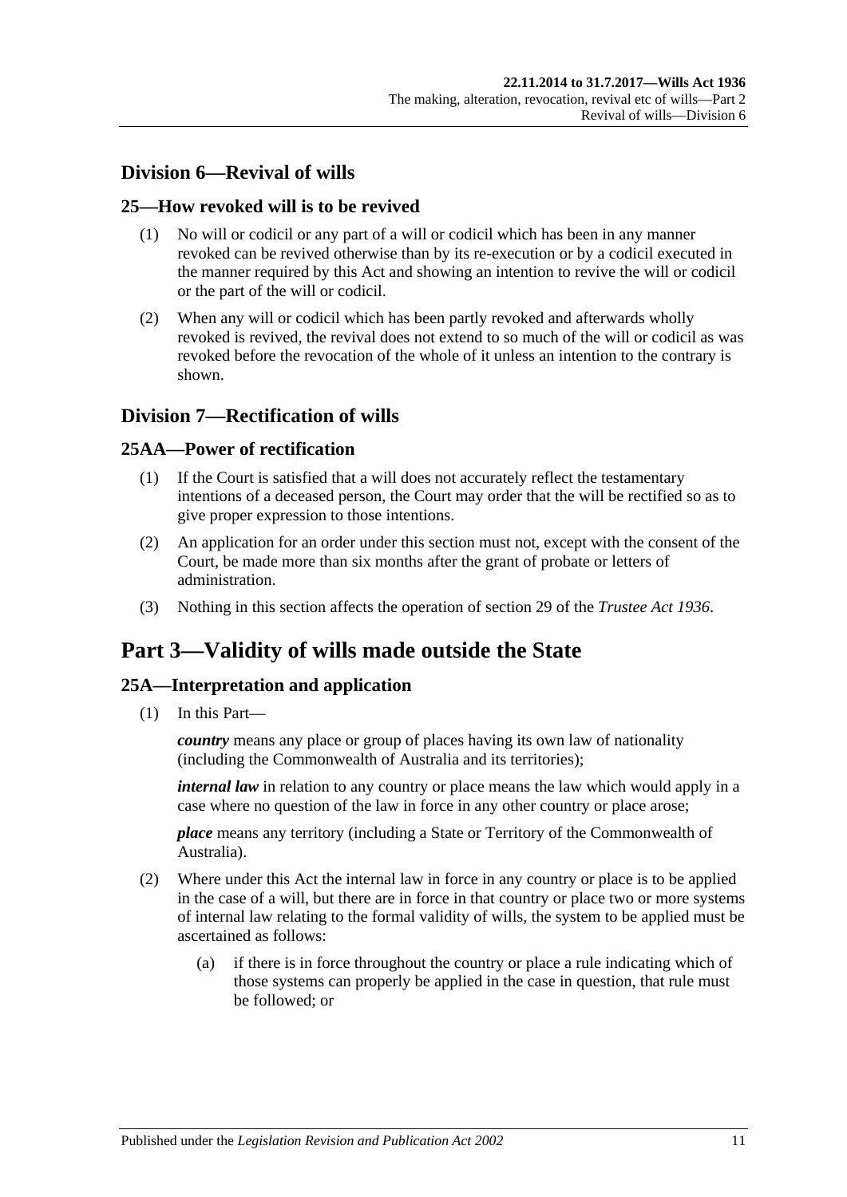## Division 6—Revival of wills

### 25—How revoked will is to be revived

(1) No will or codicil or any part of a will or codicil which has been in any manner revoked can be revived otherwise than by its re-execution or by a codicil executed in the manner required by this Act and showing an intention to revive the will or codicil or the part of the will or codicil.

(2) When any will or codicil which has been partly revoked and afterwards wholly revoked is revived, the revival does not extend to so much of the will or codicil as was revoked before the revocation of the whole of it unless an intention to the contrary is shown.

## Division 7—Rectification of wills

### 25AA—Power of rectification

(1) If the Court is satisfied that a will does not accurately reflect the testamentary intentions of a deceased person, the Court may order that the will be rectified so as to give proper expression to those intentions.

(2) An application for an order under this section must not, except with the consent of the Court, be made more than six months after the grant of probate or letters of administration.

(3) Nothing in this section affects the operation of section 29 of the *Trustee Act 1936*.

# Part 3—Validity of wills made outside the State

### 25A—Interpretation and application

(1) In this Part—

***country*** means any place or group of places having its own law of nationality (including the Commonwealth of Australia and its territories);

***internal law*** in relation to any country or place means the law which would apply in a case where no question of the law in force in any other country or place arose;

***place*** means any territory (including a State or Territory of the Commonwealth of Australia).

(2) Where under this Act the internal law in force in any country or place is to be applied in the case of a will, but there are in force in that country or place two or more systems of internal law relating to the formal validity of wills, the system to be applied must be ascertained as follows:

(a) if there is in force throughout the country or place a rule indicating which of those systems can properly be applied in the case in question, that rule must be followed; or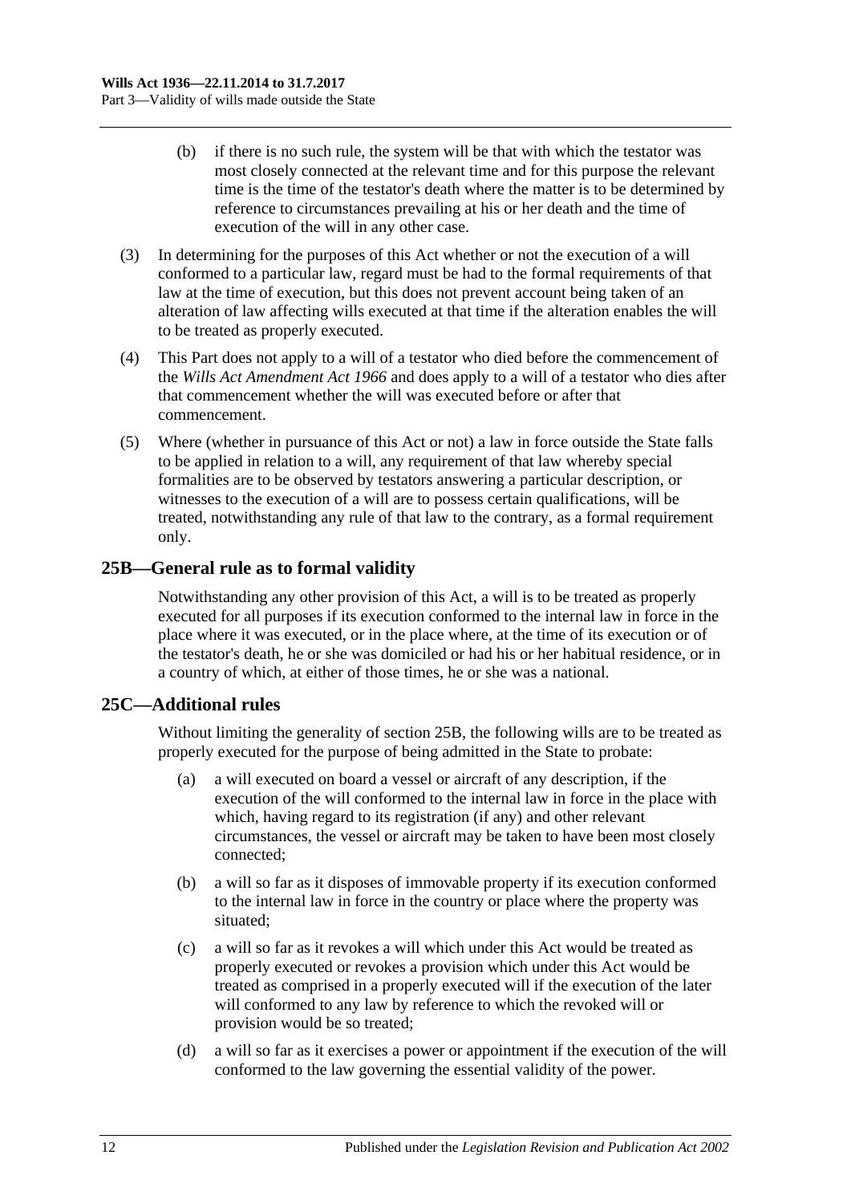(b) if there is no such rule, the system will be that with which the testator was most closely connected at the relevant time and for this purpose the relevant time is the time of the testator's death where the matter is to be determined by reference to circumstances prevailing at his or her death and the time of execution of the will in any other case.

(3) In determining for the purposes of this Act whether or not the execution of a will conformed to a particular law, regard must be had to the formal requirements of that law at the time of execution, but this does not prevent account being taken of an alteration of law affecting wills executed at that time if the alteration enables the will to be treated as properly executed.

(4) This Part does not apply to a will of a testator who died before the commencement of the *Wills Act Amendment Act 1966* and does apply to a will of a testator who dies after that commencement whether the will was executed before or after that commencement.

(5) Where (whether in pursuance of this Act or not) a law in force outside the State falls to be applied in relation to a will, any requirement of that law whereby special formalities are to be observed by testators answering a particular description, or witnesses to the execution of a will are to possess certain qualifications, will be treated, notwithstanding any rule of that law to the contrary, as a formal requirement only.

## 25B—General rule as to formal validity

Notwithstanding any other provision of this Act, a will is to be treated as properly executed for all purposes if its execution conformed to the internal law in force in the place where it was executed, or in the place where, at the time of its execution or of the testator's death, he or she was domiciled or had his or her habitual residence, or in a country of which, at either of those times, he or she was a national.

## 25C—Additional rules

Without limiting the generality of section 25B, the following wills are to be treated as properly executed for the purpose of being admitted in the State to probate:

(a) a will executed on board a vessel or aircraft of any description, if the execution of the will conformed to the internal law in force in the place with which, having regard to its registration (if any) and other relevant circumstances, the vessel or aircraft may be taken to have been most closely connected;

(b) a will so far as it disposes of immovable property if its execution conformed to the internal law in force in the country or place where the property was situated;

(c) a will so far as it revokes a will which under this Act would be treated as properly executed or revokes a provision which under this Act would be treated as comprised in a properly executed will if the execution of the later will conformed to any law by reference to which the revoked will or provision would be so treated;

(d) a will so far as it exercises a power or appointment if the execution of the will conformed to the law governing the essential validity of the power.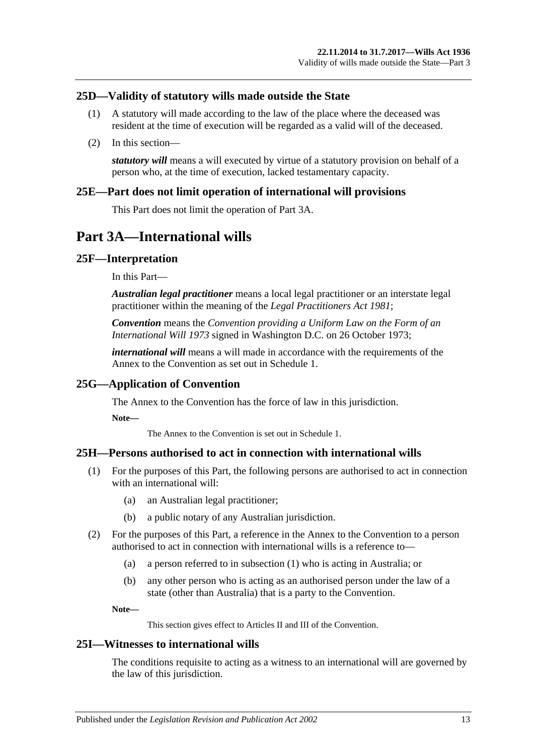## 25D—Validity of statutory wills made outside the State

(1) A statutory will made according to the law of the place where the deceased was resident at the time of execution will be regarded as a valid will of the deceased.

(2) In this section—

***statutory will*** means a will executed by virtue of a statutory provision on behalf of a person who, at the time of execution, lacked testamentary capacity.

## 25E—Part does not limit operation of international will provisions

This Part does not limit the operation of Part 3A.

# Part 3A—International wills

## 25F—Interpretation

In this Part—

***Australian legal practitioner*** means a local legal practitioner or an interstate legal practitioner within the meaning of the *Legal Practitioners Act 1981*;

***Convention*** means the *Convention providing a Uniform Law on the Form of an International Will 1973* signed in Washington D.C. on 26 October 1973;

***international will*** means a will made in accordance with the requirements of the Annex to the Convention as set out in Schedule 1.

## 25G—Application of Convention

The Annex to the Convention has the force of law in this jurisdiction.

**Note—**

The Annex to the Convention is set out in Schedule 1.

## 25H—Persons authorised to act in connection with international wills

(1) For the purposes of this Part, the following persons are authorised to act in connection with an international will:

(a) an Australian legal practitioner;

(b) a public notary of any Australian jurisdiction.

(2) For the purposes of this Part, a reference in the Annex to the Convention to a person authorised to act in connection with international wills is a reference to—

(a) a person referred to in subsection (1) who is acting in Australia; or

(b) any other person who is acting as an authorised person under the law of a state (other than Australia) that is a party to the Convention.

**Note—**

This section gives effect to Articles II and III of the Convention.

## 25I—Witnesses to international wills

The conditions requisite to acting as a witness to an international will are governed by the law of this jurisdiction.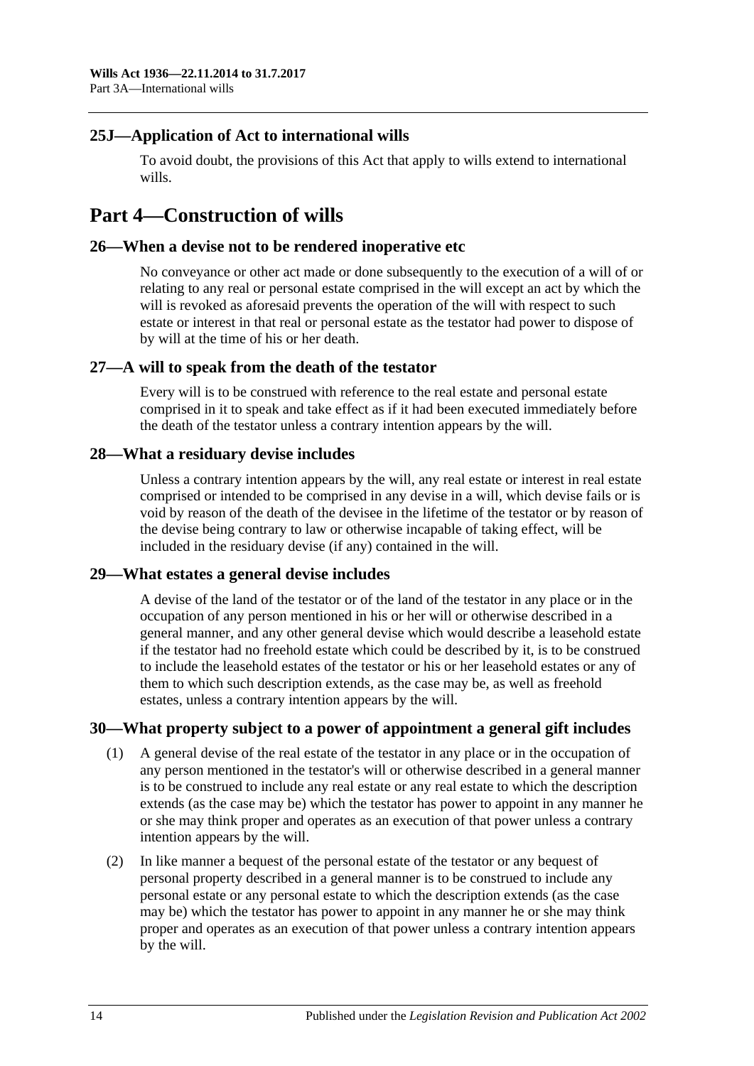### 25J—Application of Act to international wills

To avoid doubt, the provisions of this Act that apply to wills extend to international wills.

## Part 4—Construction of wills

### 26—When a devise not to be rendered inoperative etc

No conveyance or other act made or done subsequently to the execution of a will of or relating to any real or personal estate comprised in the will except an act by which the will is revoked as aforesaid prevents the operation of the will with respect to such estate or interest in that real or personal estate as the testator had power to dispose of by will at the time of his or her death.

### 27—A will to speak from the death of the testator

Every will is to be construed with reference to the real estate and personal estate comprised in it to speak and take effect as if it had been executed immediately before the death of the testator unless a contrary intention appears by the will.

### 28—What a residuary devise includes

Unless a contrary intention appears by the will, any real estate or interest in real estate comprised or intended to be comprised in any devise in a will, which devise fails or is void by reason of the death of the devisee in the lifetime of the testator or by reason of the devise being contrary to law or otherwise incapable of taking effect, will be included in the residuary devise (if any) contained in the will.

### 29—What estates a general devise includes

A devise of the land of the testator or of the land of the testator in any place or in the occupation of any person mentioned in his or her will or otherwise described in a general manner, and any other general devise which would describe a leasehold estate if the testator had no freehold estate which could be described by it, is to be construed to include the leasehold estates of the testator or his or her leasehold estates or any of them to which such description extends, as the case may be, as well as freehold estates, unless a contrary intention appears by the will.

### 30—What property subject to a power of appointment a general gift includes

(1) A general devise of the real estate of the testator in any place or in the occupation of any person mentioned in the testator's will or otherwise described in a general manner is to be construed to include any real estate or any real estate to which the description extends (as the case may be) which the testator has power to appoint in any manner he or she may think proper and operates as an execution of that power unless a contrary intention appears by the will.

(2) In like manner a bequest of the personal estate of the testator or any bequest of personal property described in a general manner is to be construed to include any personal estate or any personal estate to which the description extends (as the case may be) which the testator has power to appoint in any manner he or she may think proper and operates as an execution of that power unless a contrary intention appears by the will.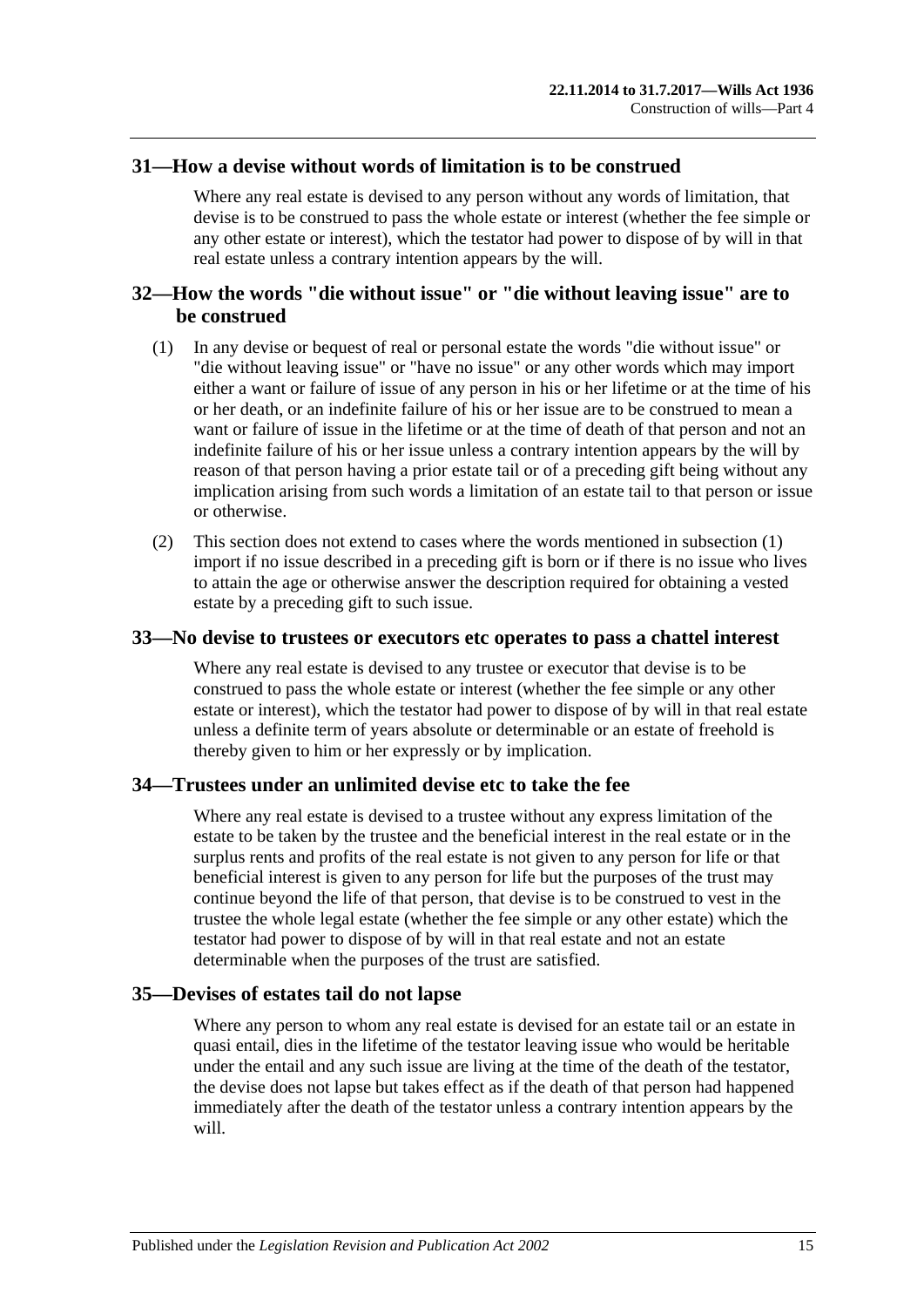## 31—How a devise without words of limitation is to be construed

Where any real estate is devised to any person without any words of limitation, that devise is to be construed to pass the whole estate or interest (whether the fee simple or any other estate or interest), which the testator had power to dispose of by will in that real estate unless a contrary intention appears by the will.

## 32—How the words "die without issue" or "die without leaving issue" are to be construed

(1) In any devise or bequest of real or personal estate the words "die without issue" or "die without leaving issue" or "have no issue" or any other words which may import either a want or failure of issue of any person in his or her lifetime or at the time of his or her death, or an indefinite failure of his or her issue are to be construed to mean a want or failure of issue in the lifetime or at the time of death of that person and not an indefinite failure of his or her issue unless a contrary intention appears by the will by reason of that person having a prior estate tail or of a preceding gift being without any implication arising from such words a limitation of an estate tail to that person or issue or otherwise.

(2) This section does not extend to cases where the words mentioned in subsection (1) import if no issue described in a preceding gift is born or if there is no issue who lives to attain the age or otherwise answer the description required for obtaining a vested estate by a preceding gift to such issue.

## 33—No devise to trustees or executors etc operates to pass a chattel interest

Where any real estate is devised to any trustee or executor that devise is to be construed to pass the whole estate or interest (whether the fee simple or any other estate or interest), which the testator had power to dispose of by will in that real estate unless a definite term of years absolute or determinable or an estate of freehold is thereby given to him or her expressly or by implication.

## 34—Trustees under an unlimited devise etc to take the fee

Where any real estate is devised to a trustee without any express limitation of the estate to be taken by the trustee and the beneficial interest in the real estate or in the surplus rents and profits of the real estate is not given to any person for life or that beneficial interest is given to any person for life but the purposes of the trust may continue beyond the life of that person, that devise is to be construed to vest in the trustee the whole legal estate (whether the fee simple or any other estate) which the testator had power to dispose of by will in that real estate and not an estate determinable when the purposes of the trust are satisfied.

## 35—Devises of estates tail do not lapse

Where any person to whom any real estate is devised for an estate tail or an estate in quasi entail, dies in the lifetime of the testator leaving issue who would be heritable under the entail and any such issue are living at the time of the death of the testator, the devise does not lapse but takes effect as if the death of that person had happened immediately after the death of the testator unless a contrary intention appears by the will.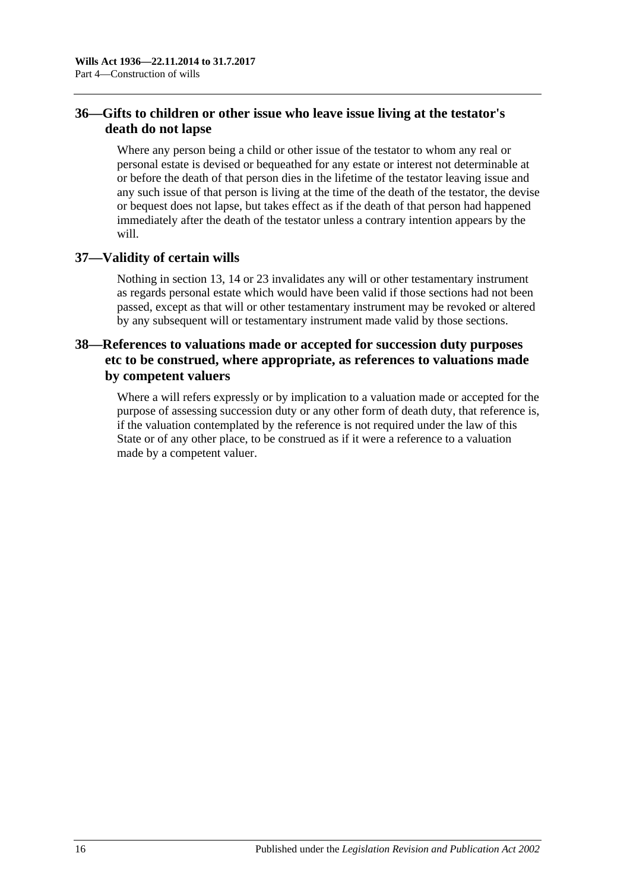## 36—Gifts to children or other issue who leave issue living at the testator's death do not lapse

Where any person being a child or other issue of the testator to whom any real or personal estate is devised or bequeathed for any estate or interest not determinable at or before the death of that person dies in the lifetime of the testator leaving issue and any such issue of that person is living at the time of the death of the testator, the devise or bequest does not lapse, but takes effect as if the death of that person had happened immediately after the death of the testator unless a contrary intention appears by the will.

## 37—Validity of certain wills

Nothing in section 13, 14 or 23 invalidates any will or other testamentary instrument as regards personal estate which would have been valid if those sections had not been passed, except as that will or other testamentary instrument may be revoked or altered by any subsequent will or testamentary instrument made valid by those sections.

## 38—References to valuations made or accepted for succession duty purposes etc to be construed, where appropriate, as references to valuations made by competent valuers

Where a will refers expressly or by implication to a valuation made or accepted for the purpose of assessing succession duty or any other form of death duty, that reference is, if the valuation contemplated by the reference is not required under the law of this State or of any other place, to be construed as if it were a reference to a valuation made by a competent valuer.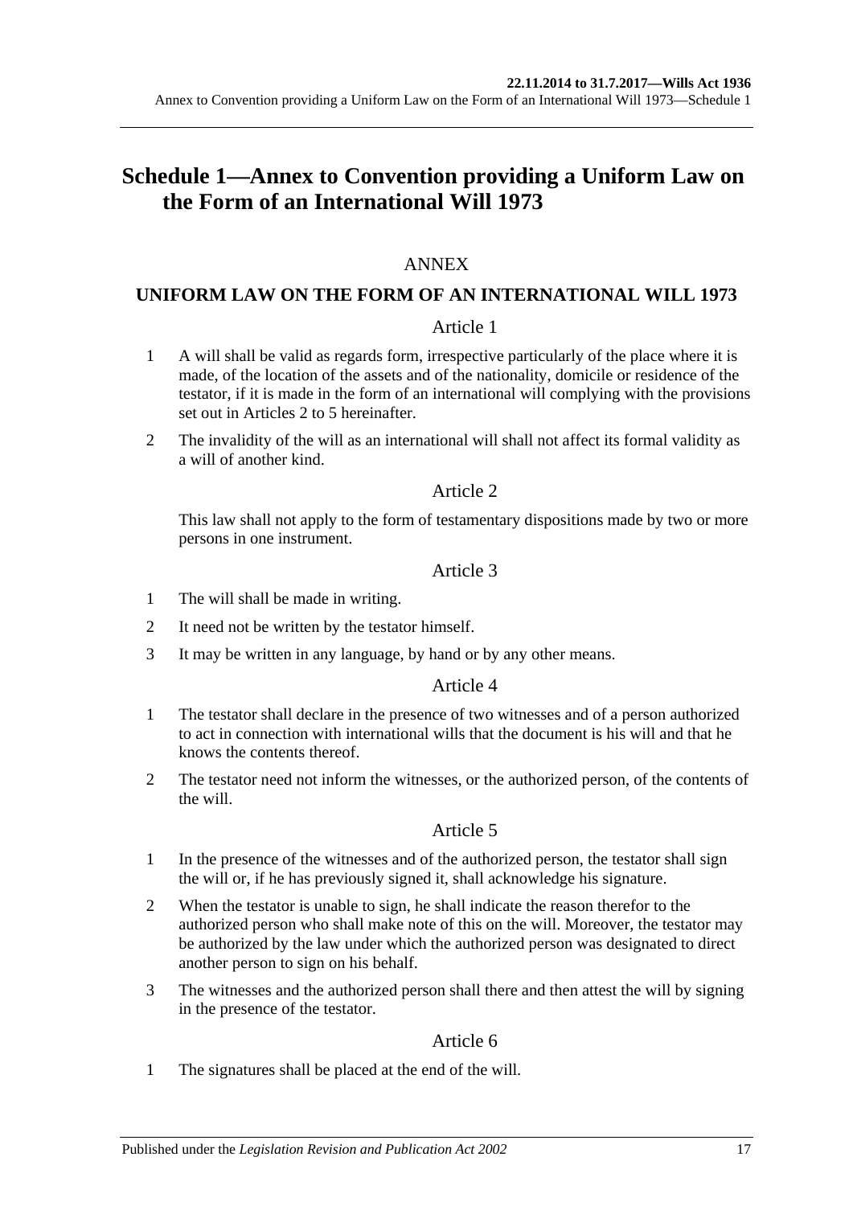# Schedule 1—Annex to Convention providing a Uniform Law on the Form of an International Will 1973

## ANNEX

## UNIFORM LAW ON THE FORM OF AN INTERNATIONAL WILL 1973

### Article 1

1 A will shall be valid as regards form, irrespective particularly of the place where it is made, of the location of the assets and of the nationality, domicile or residence of the testator, if it is made in the form of an international will complying with the provisions set out in Articles 2 to 5 hereinafter.

2 The invalidity of the will as an international will shall not affect its formal validity as a will of another kind.

### Article 2

This law shall not apply to the form of testamentary dispositions made by two or more persons in one instrument.

### Article 3

1 The will shall be made in writing.

2 It need not be written by the testator himself.

3 It may be written in any language, by hand or by any other means.

### Article 4

1 The testator shall declare in the presence of two witnesses and of a person authorized to act in connection with international wills that the document is his will and that he knows the contents thereof.

2 The testator need not inform the witnesses, or the authorized person, of the contents of the will.

### Article 5

1 In the presence of the witnesses and of the authorized person, the testator shall sign the will or, if he has previously signed it, shall acknowledge his signature.

2 When the testator is unable to sign, he shall indicate the reason therefor to the authorized person who shall make note of this on the will. Moreover, the testator may be authorized by the law under which the authorized person was designated to direct another person to sign on his behalf.

3 The witnesses and the authorized person shall there and then attest the will by signing in the presence of the testator.

### Article 6

1 The signatures shall be placed at the end of the will.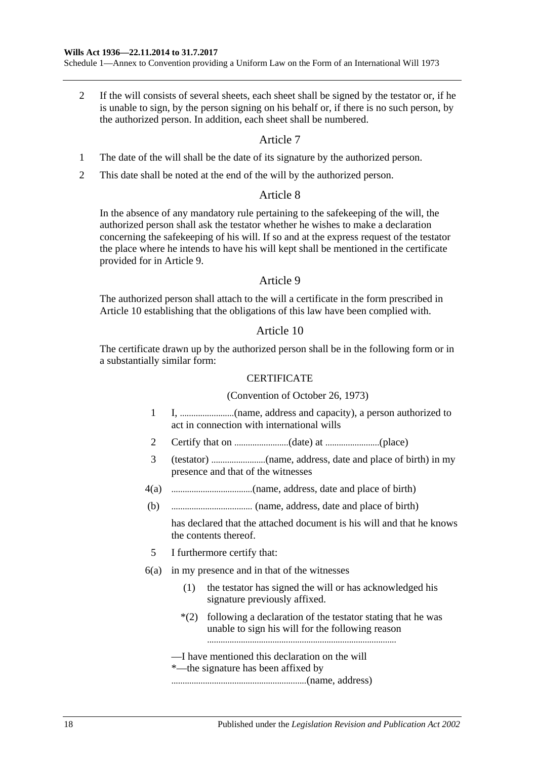2 If the will consists of several sheets, each sheet shall be signed by the testator or, if he is unable to sign, by the person signing on his behalf or, if there is no such person, by the authorized person. In addition, each sheet shall be numbered.

## Article 7

1 The date of the will shall be the date of its signature by the authorized person.

2 This date shall be noted at the end of the will by the authorized person.

## Article 8

In the absence of any mandatory rule pertaining to the safekeeping of the will, the authorized person shall ask the testator whether he wishes to make a declaration concerning the safekeeping of his will. If so and at the express request of the testator the place where he intends to have his will kept shall be mentioned in the certificate provided for in Article 9.

## Article 9

The authorized person shall attach to the will a certificate in the form prescribed in Article 10 establishing that the obligations of this law have been complied with.

## Article 10

The certificate drawn up by the authorized person shall be in the following form or in a substantially similar form:

CERTIFICATE

(Convention of October 26, 1973)

1 I, ........................(name, address and capacity), a person authorized to act in connection with international wills

2 Certify that on ........................(date) at ........................(place)

3 (testator) ........................(name, address, date and place of birth) in my presence and that of the witnesses

4(a) ....................................(name, address, date and place of birth)

(b) .................................... (name, address, date and place of birth)

has declared that the attached document is his will and that he knows the contents thereof.

5 I furthermore certify that:

6(a) in my presence and in that of the witnesses

(1) the testator has signed the will or has acknowledged his signature previously affixed.

*(2) following a declaration of the testator stating that he was unable to sign his will for the following reason ..................................................................................

—I have mentioned this declaration on the will
*—the signature has been affixed by ............................................................(name, address)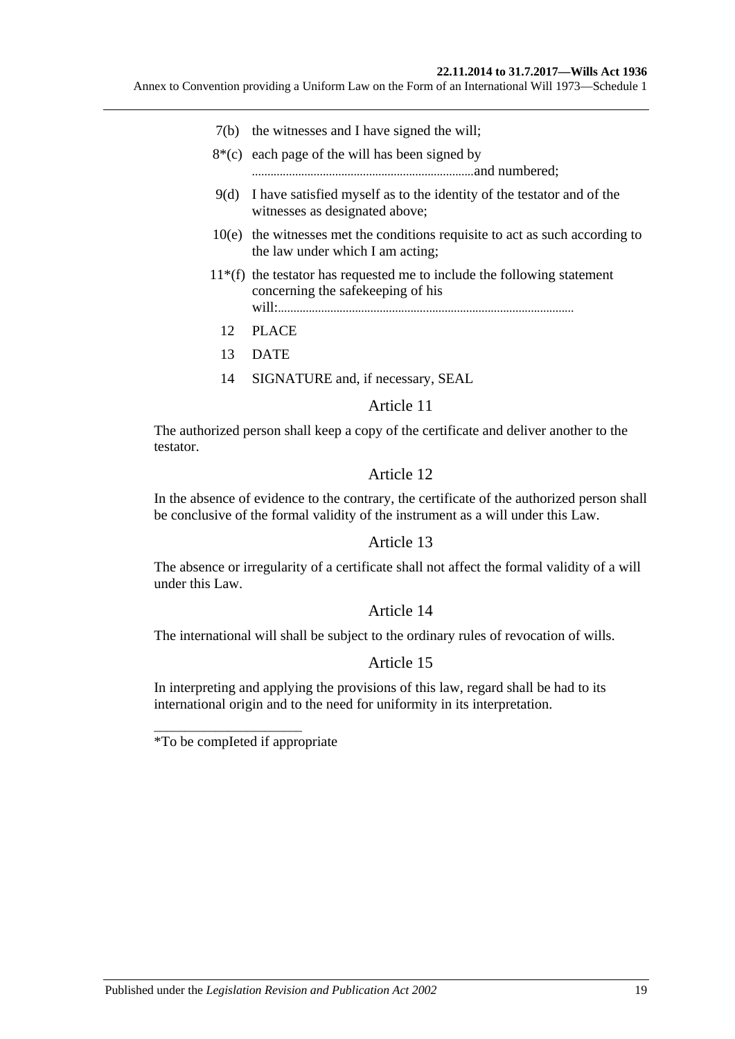7(b) the witnesses and I have signed the will;

8*(c) each page of the will has been signed by .......................................................................and numbered;

9(d) I have satisfied myself as to the identity of the testator and of the witnesses as designated above;

10(e) the witnesses met the conditions requisite to act as such according to the law under which I am acting;

11*(f) the testator has requested me to include the following statement concerning the safekeeping of his will:..............................................................................................

12 PLACE

13 DATE

14 SIGNATURE and, if necessary, SEAL

## Article 11

The authorized person shall keep a copy of the certificate and deliver another to the testator.

## Article 12

In the absence of evidence to the contrary, the certificate of the authorized person shall be conclusive of the formal validity of the instrument as a will under this Law.

## Article 13

The absence or irregularity of a certificate shall not affect the formal validity of a will under this Law.

## Article 14

The international will shall be subject to the ordinary rules of revocation of wills.

## Article 15

In interpreting and applying the provisions of this law, regard shall be had to its international origin and to the need for uniformity in its interpretation.

______________________

*To be compIeted if appropriate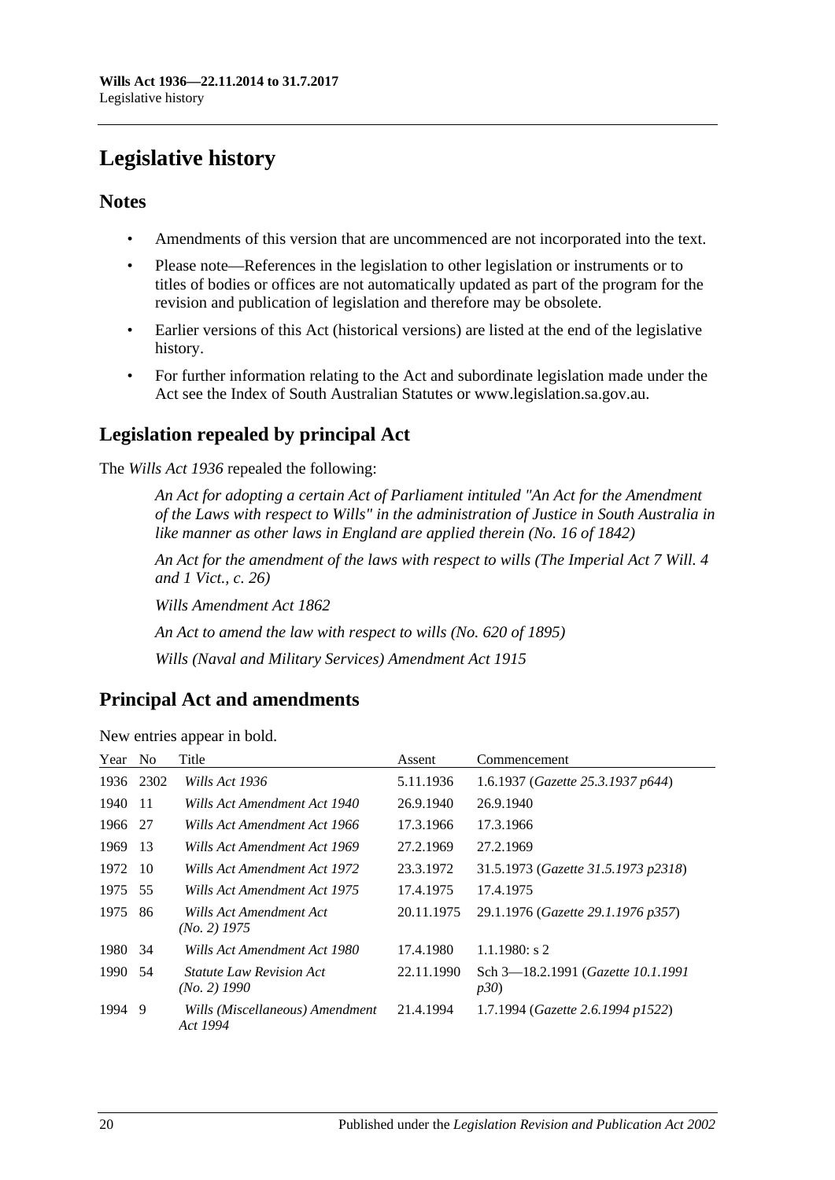# Legislative history

## Notes

- Amendments of this version that are uncommenced are not incorporated into the text.
- Please note—References in the legislation to other legislation or instruments or to titles of bodies or offices are not automatically updated as part of the program for the revision and publication of legislation and therefore may be obsolete.
- Earlier versions of this Act (historical versions) are listed at the end of the legislative history.
- For further information relating to the Act and subordinate legislation made under the Act see the Index of South Australian Statutes or www.legislation.sa.gov.au.

## Legislation repealed by principal Act

The *Wills Act 1936* repealed the following:

> *An Act for adopting a certain Act of Parliament intituled "An Act for the Amendment of the Laws with respect to Wills" in the administration of Justice in South Australia in like manner as other laws in England are applied therein (No. 16 of 1842)*
>
> *An Act for the amendment of the laws with respect to wills (The Imperial Act 7 Will. 4 and 1 Vict., c. 26)*
>
> *Wills Amendment Act 1862*
>
> *An Act to amend the law with respect to wills (No. 620 of 1895)*
>
> *Wills (Naval and Military Services) Amendment Act 1915*

## Principal Act and amendments

New entries appear in bold.

| Year | No | Title | Assent | Commencement |
|---|---|---|---|---|
| 1936 | 2302 | *Wills Act 1936* | 5.11.1936 | 1.6.1937 (*Gazette 25.3.1937 p644*) |
| 1940 | 11 | *Wills Act Amendment Act 1940* | 26.9.1940 | 26.9.1940 |
| 1966 | 27 | *Wills Act Amendment Act 1966* | 17.3.1966 | 17.3.1966 |
| 1969 | 13 | *Wills Act Amendment Act 1969* | 27.2.1969 | 27.2.1969 |
| 1972 | 10 | *Wills Act Amendment Act 1972* | 23.3.1972 | 31.5.1973 (*Gazette 31.5.1973 p2318*) |
| 1975 | 55 | *Wills Act Amendment Act 1975* | 17.4.1975 | 17.4.1975 |
| 1975 | 86 | *Wills Act Amendment Act (No. 2) 1975* | 20.11.1975 | 29.1.1976 (*Gazette 29.1.1976 p357*) |
| 1980 | 34 | *Wills Act Amendment Act 1980* | 17.4.1980 | 1.1.1980: s 2 |
| 1990 | 54 | *Statute Law Revision Act (No. 2) 1990* | 22.11.1990 | Sch 3—18.2.1991 (*Gazette 10.1.1991 p30*) |
| 1994 | 9 | *Wills (Miscellaneous) Amendment Act 1994* | 21.4.1994 | 1.7.1994 (*Gazette 2.6.1994 p1522*) |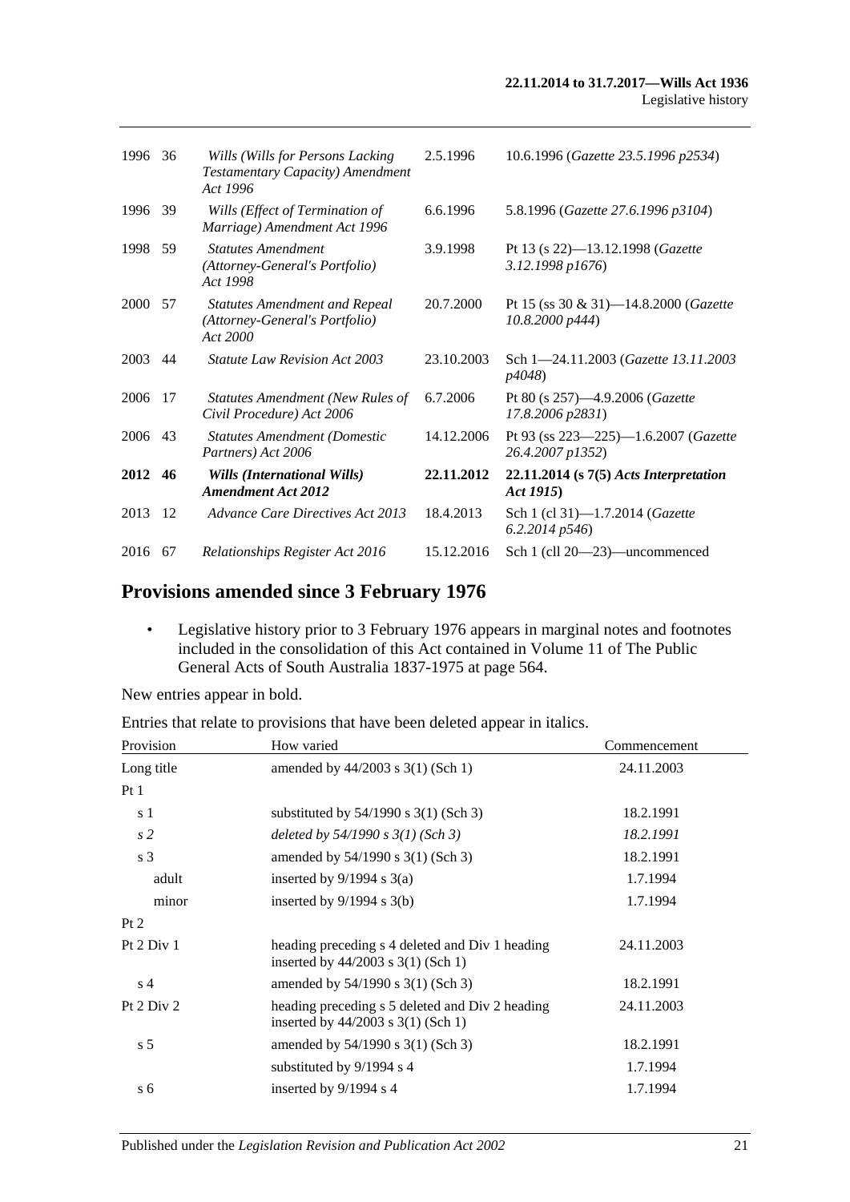| | | | | |
|---|---|---|---|---|
| 1996 | 36 | *Wills (Wills for Persons Lacking Testamentary Capacity) Amendment Act 1996* | 2.5.1996 | 10.6.1996 (*Gazette 23.5.1996 p2534*) |
| 1996 | 39 | *Wills (Effect of Termination of Marriage) Amendment Act 1996* | 6.6.1996 | 5.8.1996 (*Gazette 27.6.1996 p3104*) |
| 1998 | 59 | *Statutes Amendment (Attorney-General's Portfolio) Act 1998* | 3.9.1998 | Pt 13 (s 22)—13.12.1998 (*Gazette 3.12.1998 p1676*) |
| 2000 | 57 | *Statutes Amendment and Repeal (Attorney-General's Portfolio) Act 2000* | 20.7.2000 | Pt 15 (ss 30 & 31)—14.8.2000 (*Gazette 10.8.2000 p444*) |
| 2003 | 44 | *Statute Law Revision Act 2003* | 23.10.2003 | Sch 1—24.11.2003 (*Gazette 13.11.2003 p4048*) |
| 2006 | 17 | *Statutes Amendment (New Rules of Civil Procedure) Act 2006* | 6.7.2006 | Pt 80 (s 257)—4.9.2006 (*Gazette 17.8.2006 p2831*) |
| 2006 | 43 | *Statutes Amendment (Domestic Partners) Act 2006* | 14.12.2006 | Pt 93 (ss 223—225)—1.6.2007 (*Gazette 26.4.2007 p1352*) |
| **2012** | **46** | ***Wills (International Wills) Amendment Act 2012*** | **22.11.2012** | **22.11.2014 (s 7(5) *Acts Interpretation Act 1915*)** |
| 2013 | 12 | *Advance Care Directives Act 2013* | 18.4.2013 | Sch 1 (cl 31)—1.7.2014 (*Gazette 6.2.2014 p546*) |
| 2016 | 67 | *Relationships Register Act 2016* | 15.12.2016 | Sch 1 (cll 20—23)—uncommenced |

## Provisions amended since 3 February 1976

- Legislative history prior to 3 February 1976 appears in marginal notes and footnotes included in the consolidation of this Act contained in Volume 11 of The Public General Acts of South Australia 1837-1975 at page 564.

New entries appear in bold.

Entries that relate to provisions that have been deleted appear in italics.

| Provision | How varied | Commencement |
|---|---|---|
| Long title | amended by 44/2003 s 3(1) (Sch 1) | 24.11.2003 |
| Pt 1 | | |
| s 1 | substituted by 54/1990 s 3(1) (Sch 3) | 18.2.1991 |
| *s 2* | *deleted by 54/1990 s 3(1) (Sch 3)* | *18.2.1991* |
| s 3 | amended by 54/1990 s 3(1) (Sch 3) | 18.2.1991 |
| adult | inserted by 9/1994 s 3(a) | 1.7.1994 |
| minor | inserted by 9/1994 s 3(b) | 1.7.1994 |
| Pt 2 | | |
| Pt 2 Div 1 | heading preceding s 4 deleted and Div 1 heading inserted by 44/2003 s 3(1) (Sch 1) | 24.11.2003 |
| s 4 | amended by 54/1990 s 3(1) (Sch 3) | 18.2.1991 |
| Pt 2 Div 2 | heading preceding s 5 deleted and Div 2 heading inserted by 44/2003 s 3(1) (Sch 1) | 24.11.2003 |
| s 5 | amended by 54/1990 s 3(1) (Sch 3) | 18.2.1991 |
| | substituted by 9/1994 s 4 | 1.7.1994 |
| s 6 | inserted by 9/1994 s 4 | 1.7.1994 |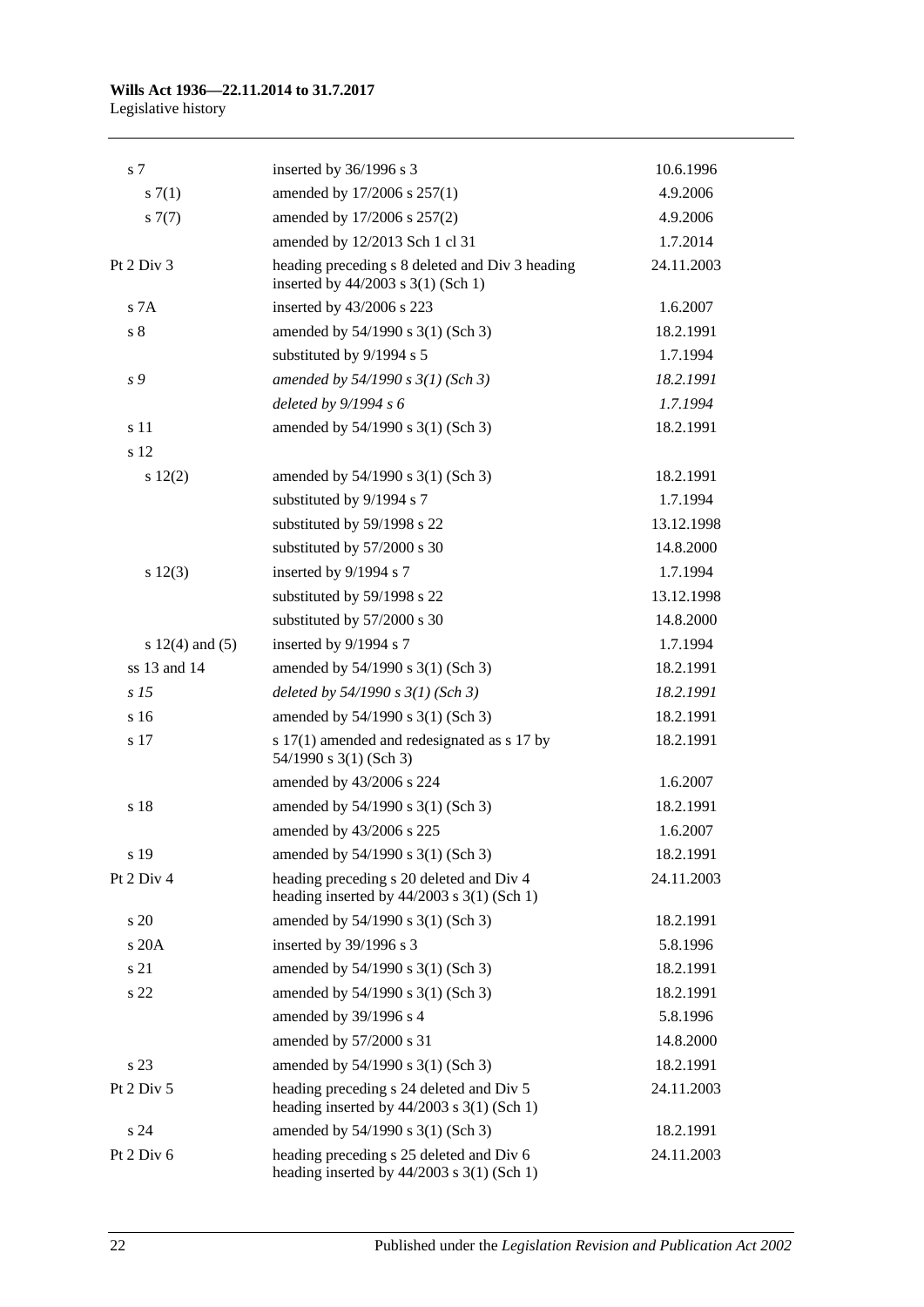| | | |
|---|---|---|
| s 7 | inserted by 36/1996 s 3 | 10.6.1996 |
| s 7(1) | amended by 17/2006 s 257(1) | 4.9.2006 |
| s 7(7) | amended by 17/2006 s 257(2) | 4.9.2006 |
| | amended by 12/2013 Sch 1 cl 31 | 1.7.2014 |
| Pt 2 Div 3 | heading preceding s 8 deleted and Div 3 heading inserted by 44/2003 s 3(1) (Sch 1) | 24.11.2003 |
| s 7A | inserted by 43/2006 s 223 | 1.6.2007 |
| s 8 | amended by 54/1990 s 3(1) (Sch 3) | 18.2.1991 |
| | substituted by 9/1994 s 5 | 1.7.1994 |
| *s 9* | *amended by 54/1990 s 3(1) (Sch 3)* | *18.2.1991* |
| | *deleted by 9/1994 s 6* | *1.7.1994* |
| s 11 | amended by 54/1990 s 3(1) (Sch 3) | 18.2.1991 |
| s 12 | | |
| s 12(2) | amended by 54/1990 s 3(1) (Sch 3) | 18.2.1991 |
| | substituted by 9/1994 s 7 | 1.7.1994 |
| | substituted by 59/1998 s 22 | 13.12.1998 |
| | substituted by 57/2000 s 30 | 14.8.2000 |
| s 12(3) | inserted by 9/1994 s 7 | 1.7.1994 |
| | substituted by 59/1998 s 22 | 13.12.1998 |
| | substituted by 57/2000 s 30 | 14.8.2000 |
| s 12(4) and (5) | inserted by 9/1994 s 7 | 1.7.1994 |
| ss 13 and 14 | amended by 54/1990 s 3(1) (Sch 3) | 18.2.1991 |
| *s 15* | *deleted by 54/1990 s 3(1) (Sch 3)* | *18.2.1991* |
| s 16 | amended by 54/1990 s 3(1) (Sch 3) | 18.2.1991 |
| s 17 | s 17(1) amended and redesignated as s 17 by 54/1990 s 3(1) (Sch 3) | 18.2.1991 |
| | amended by 43/2006 s 224 | 1.6.2007 |
| s 18 | amended by 54/1990 s 3(1) (Sch 3) | 18.2.1991 |
| | amended by 43/2006 s 225 | 1.6.2007 |
| s 19 | amended by 54/1990 s 3(1) (Sch 3) | 18.2.1991 |
| Pt 2 Div 4 | heading preceding s 20 deleted and Div 4 heading inserted by 44/2003 s 3(1) (Sch 1) | 24.11.2003 |
| s 20 | amended by 54/1990 s 3(1) (Sch 3) | 18.2.1991 |
| s 20A | inserted by 39/1996 s 3 | 5.8.1996 |
| s 21 | amended by 54/1990 s 3(1) (Sch 3) | 18.2.1991 |
| s 22 | amended by 54/1990 s 3(1) (Sch 3) | 18.2.1991 |
| | amended by 39/1996 s 4 | 5.8.1996 |
| | amended by 57/2000 s 31 | 14.8.2000 |
| s 23 | amended by 54/1990 s 3(1) (Sch 3) | 18.2.1991 |
| Pt 2 Div 5 | heading preceding s 24 deleted and Div 5 heading inserted by 44/2003 s 3(1) (Sch 1) | 24.11.2003 |
| s 24 | amended by 54/1990 s 3(1) (Sch 3) | 18.2.1991 |
| Pt 2 Div 6 | heading preceding s 25 deleted and Div 6 heading inserted by 44/2003 s 3(1) (Sch 1) | 24.11.2003 |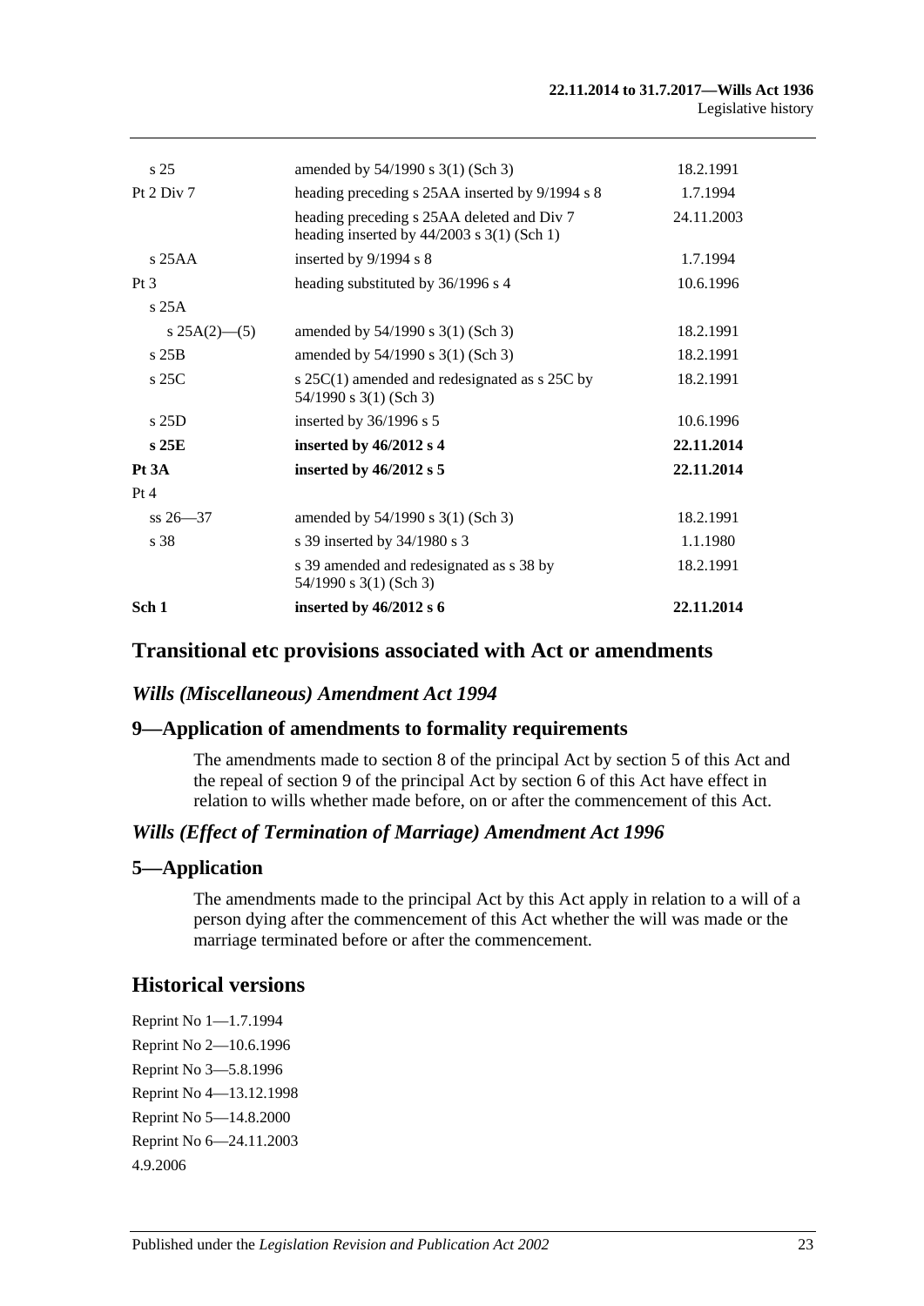| | | |
|---|---|---|
| s 25 | amended by 54/1990 s 3(1) (Sch 3) | 18.2.1991 |
| Pt 2 Div 7 | heading preceding s 25AA inserted by 9/1994 s 8 | 1.7.1994 |
| | heading preceding s 25AA deleted and Div 7 heading inserted by 44/2003 s 3(1) (Sch 1) | 24.11.2003 |
| s 25AA | inserted by 9/1994 s 8 | 1.7.1994 |
| Pt 3 | heading substituted by 36/1996 s 4 | 10.6.1996 |
| s 25A | | |
| s 25A(2)—(5) | amended by 54/1990 s 3(1) (Sch 3) | 18.2.1991 |
| s 25B | amended by 54/1990 s 3(1) (Sch 3) | 18.2.1991 |
| s 25C | s 25C(1) amended and redesignated as s 25C by 54/1990 s 3(1) (Sch 3) | 18.2.1991 |
| s 25D | inserted by 36/1996 s 5 | 10.6.1996 |
| **s 25E** | **inserted by 46/2012 s 4** | **22.11.2014** |
| **Pt 3A** | **inserted by 46/2012 s 5** | **22.11.2014** |
| Pt 4 | | |
| ss 26—37 | amended by 54/1990 s 3(1) (Sch 3) | 18.2.1991 |
| s 38 | s 39 inserted by 34/1980 s 3 | 1.1.1980 |
| | s 39 amended and redesignated as s 38 by 54/1990 s 3(1) (Sch 3) | 18.2.1991 |
| **Sch 1** | **inserted by 46/2012 s 6** | **22.11.2014** |

## Transitional etc provisions associated with Act or amendments

### *Wills (Miscellaneous) Amendment Act 1994*

### 9—Application of amendments to formality requirements

The amendments made to section 8 of the principal Act by section 5 of this Act and the repeal of section 9 of the principal Act by section 6 of this Act have effect in relation to wills whether made before, on or after the commencement of this Act.

### *Wills (Effect of Termination of Marriage) Amendment Act 1996*

### 5—Application

The amendments made to the principal Act by this Act apply in relation to a will of a person dying after the commencement of this Act whether the will was made or the marriage terminated before or after the commencement.

## Historical versions

Reprint No 1—1.7.1994
Reprint No 2—10.6.1996
Reprint No 3—5.8.1996
Reprint No 4—13.12.1998
Reprint No 5—14.8.2000
Reprint No 6—24.11.2003
4.9.2006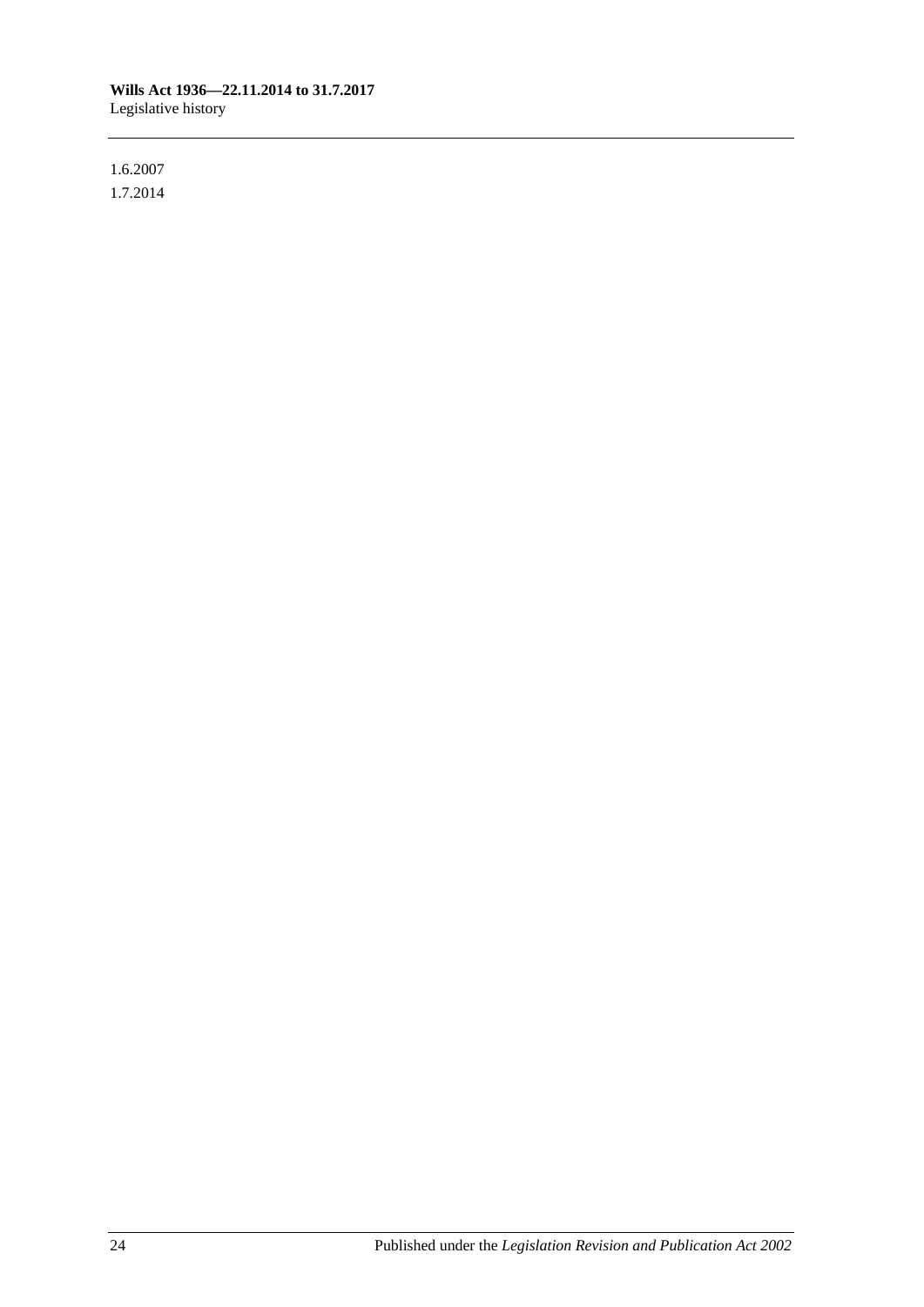1.6.2007

1.7.2014